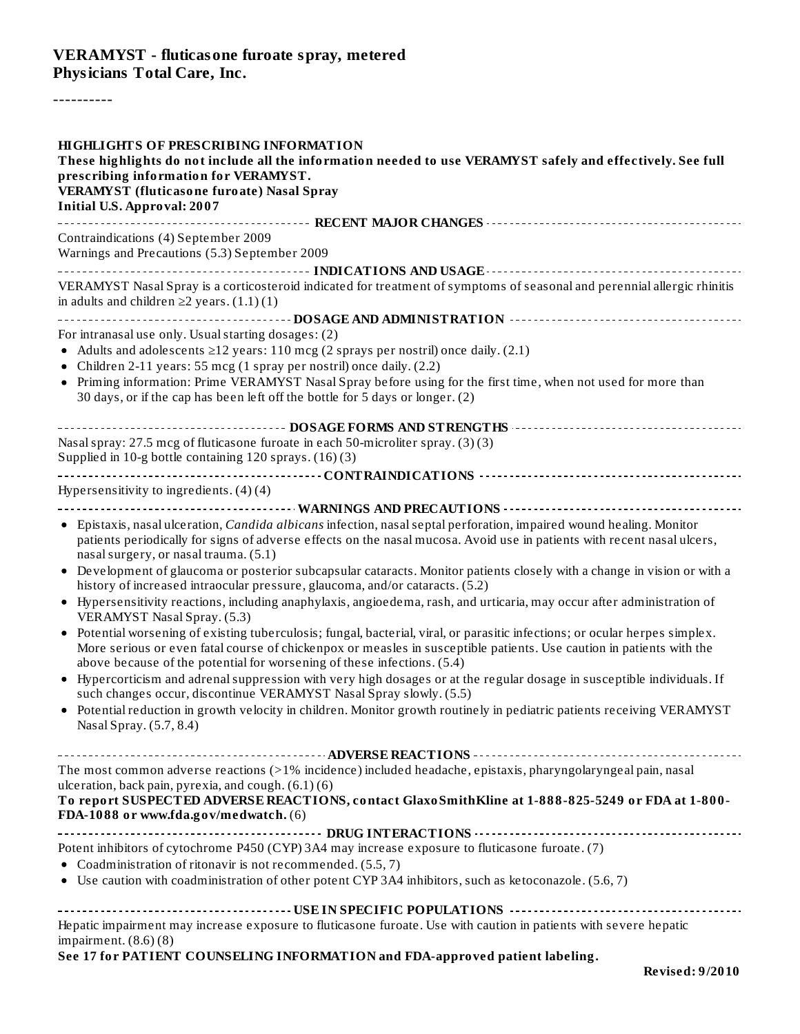# VERAMYST - fluticasone furoate spray, metered

**Physicians Total Care, Inc.**

----------

**HIGHLIGHTS OF PRESCRIBING INFORMATION**

**These highlights do not include all the information needed to use VERAMYST safely and effectively. See full prescribing information for VERAMYST.**

**VERAMYST (fluticasone furoate) Nasal Spray**

**Initial U.S. Approval: 2007**

## RECENT MAJOR CHANGES

Contraindications (4) September 2009

Warnings and Precautions (5.3) September 2009

## INDICATIONS AND USAGE

VERAMYST Nasal Spray is a corticosteroid indicated for treatment of symptoms of seasonal and perennial allergic rhinitis in adults and children ≥2 years. (1.1) (1)

## DOSAGE AND ADMINISTRATION

For intranasal use only. Usual starting dosages: (2)

- Adults and adolescents ≥12 years: 110 mcg (2 sprays per nostril) once daily. (2.1)
- Children 2-11 years: 55 mcg (1 spray per nostril) once daily. (2.2)
- Priming information: Prime VERAMYST Nasal Spray before using for the first time, when not used for more than 30 days, or if the cap has been left off the bottle for 5 days or longer. (2)

## DOSAGE FORMS AND STRENGTHS

Nasal spray: 27.5 mcg of fluticasone furoate in each 50-microliter spray. (3) (3)

Supplied in 10-g bottle containing 120 sprays. (16) (3)

## CONTRAINDICATIONS

Hypersensitivity to ingredients. (4) (4)

## WARNINGS AND PRECAUTIONS

- Epistaxis, nasal ulceration, *Candida albicans* infection, nasal septal perforation, impaired wound healing. Monitor patients periodically for signs of adverse effects on the nasal mucosa. Avoid use in patients with recent nasal ulcers, nasal surgery, or nasal trauma. (5.1)
- Development of glaucoma or posterior subcapsular cataracts. Monitor patients closely with a change in vision or with a history of increased intraocular pressure, glaucoma, and/or cataracts. (5.2)
- Hypersensitivity reactions, including anaphylaxis, angioedema, rash, and urticaria, may occur after administration of VERAMYST Nasal Spray. (5.3)
- Potential worsening of existing tuberculosis; fungal, bacterial, viral, or parasitic infections; or ocular herpes simplex. More serious or even fatal course of chickenpox or measles in susceptible patients. Use caution in patients with the above because of the potential for worsening of these infections. (5.4)
- Hypercorticism and adrenal suppression with very high dosages or at the regular dosage in susceptible individuals. If such changes occur, discontinue VERAMYST Nasal Spray slowly. (5.5)
- Potential reduction in growth velocity in children. Monitor growth routinely in pediatric patients receiving VERAMYST Nasal Spray. (5.7, 8.4)

## ADVERSE REACTIONS

The most common adverse reactions (>1% incidence) included headache, epistaxis, pharyngolaryngeal pain, nasal ulceration, back pain, pyrexia, and cough. (6.1) (6)

**To report SUSPECTED ADVERSE REACTIONS, contact GlaxoSmithKline at 1-888-825-5249 or FDA at 1-800-FDA-1088 or www.fda.gov/medwatch.** (6)

## DRUG INTERACTIONS

Potent inhibitors of cytochrome P450 (CYP) 3A4 may increase exposure to fluticasone furoate. (7)

- Coadministration of ritonavir is not recommended. (5.5, 7)
- Use caution with coadministration of other potent CYP 3A4 inhibitors, such as ketoconazole. (5.6, 7)

## USE IN SPECIFIC POPULATIONS

Hepatic impairment may increase exposure to fluticasone furoate. Use with caution in patients with severe hepatic impairment. (8.6) (8)

**See 17 for PATIENT COUNSELING INFORMATION and FDA-approved patient labeling.**

**Revised: 9/2010**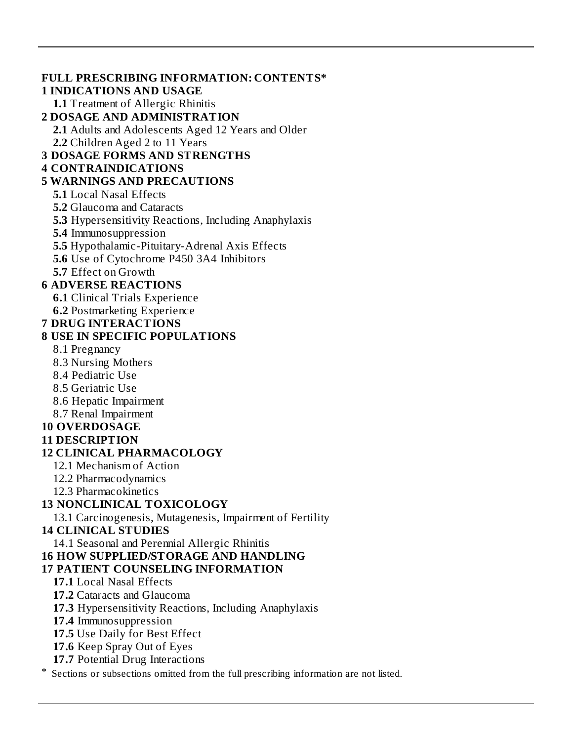**FULL PRESCRIBING INFORMATION: CONTENTS***

**1 INDICATIONS AND USAGE**

**1.1** Treatment of Allergic Rhinitis

**2 DOSAGE AND ADMINISTRATION**

**2.1** Adults and Adolescents Aged 12 Years and Older

**2.2** Children Aged 2 to 11 Years

**3 DOSAGE FORMS AND STRENGTHS**

**4 CONTRAINDICATIONS**

**5 WARNINGS AND PRECAUTIONS**

**5.1** Local Nasal Effects

**5.2** Glaucoma and Cataracts

**5.3** Hypersensitivity Reactions, Including Anaphylaxis

**5.4** Immunosuppression

**5.5** Hypothalamic-Pituitary-Adrenal Axis Effects

**5.6** Use of Cytochrome P450 3A4 Inhibitors

**5.7** Effect on Growth

**6 ADVERSE REACTIONS**

**6.1** Clinical Trials Experience

**6.2** Postmarketing Experience

**7 DRUG INTERACTIONS**

**8 USE IN SPECIFIC POPULATIONS**

8.1 Pregnancy

8.3 Nursing Mothers

8.4 Pediatric Use

8.5 Geriatric Use

8.6 Hepatic Impairment

8.7 Renal Impairment

**10 OVERDOSAGE**

**11 DESCRIPTION**

**12 CLINICAL PHARMACOLOGY**

12.1 Mechanism of Action

12.2 Pharmacodynamics

12.3 Pharmacokinetics

**13 NONCLINICAL TOXICOLOGY**

13.1 Carcinogenesis, Mutagenesis, Impairment of Fertility

**14 CLINICAL STUDIES**

14.1 Seasonal and Perennial Allergic Rhinitis

**16 HOW SUPPLIED/STORAGE AND HANDLING**

**17 PATIENT COUNSELING INFORMATION**

**17.1** Local Nasal Effects

**17.2** Cataracts and Glaucoma

**17.3** Hypersensitivity Reactions, Including Anaphylaxis

**17.4** Immunosuppression

**17.5** Use Daily for Best Effect

**17.6** Keep Spray Out of Eyes

**17.7** Potential Drug Interactions

\* Sections or subsections omitted from the full prescribing information are not listed.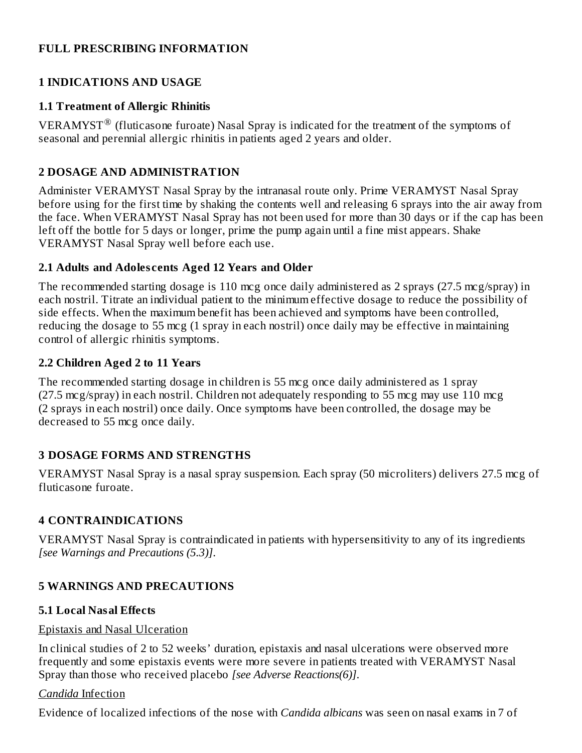# FULL PRESCRIBING INFORMATION

## 1 INDICATIONS AND USAGE

### 1.1 Treatment of Allergic Rhinitis

VERAMYST® (fluticasone furoate) Nasal Spray is indicated for the treatment of the symptoms of seasonal and perennial allergic rhinitis in patients aged 2 years and older.

## 2 DOSAGE AND ADMINISTRATION

Administer VERAMYST Nasal Spray by the intranasal route only. Prime VERAMYST Nasal Spray before using for the first time by shaking the contents well and releasing 6 sprays into the air away from the face. When VERAMYST Nasal Spray has not been used for more than 30 days or if the cap has been left off the bottle for 5 days or longer, prime the pump again until a fine mist appears. Shake VERAMYST Nasal Spray well before each use.

### 2.1 Adults and Adolescents Aged 12 Years and Older

The recommended starting dosage is 110 mcg once daily administered as 2 sprays (27.5 mcg/spray) in each nostril. Titrate an individual patient to the minimum effective dosage to reduce the possibility of side effects. When the maximum benefit has been achieved and symptoms have been controlled, reducing the dosage to 55 mcg (1 spray in each nostril) once daily may be effective in maintaining control of allergic rhinitis symptoms.

### 2.2 Children Aged 2 to 11 Years

The recommended starting dosage in children is 55 mcg once daily administered as 1 spray (27.5 mcg/spray) in each nostril. Children not adequately responding to 55 mcg may use 110 mcg (2 sprays in each nostril) once daily. Once symptoms have been controlled, the dosage may be decreased to 55 mcg once daily.

## 3 DOSAGE FORMS AND STRENGTHS

VERAMYST Nasal Spray is a nasal spray suspension. Each spray (50 microliters) delivers 27.5 mcg of fluticasone furoate.

## 4 CONTRAINDICATIONS

VERAMYST Nasal Spray is contraindicated in patients with hypersensitivity to any of its ingredients *[see Warnings and Precautions (5.3)]*.

## 5 WARNINGS AND PRECAUTIONS

### 5.1 Local Nasal Effects

Epistaxis and Nasal Ulceration

In clinical studies of 2 to 52 weeks' duration, epistaxis and nasal ulcerations were observed more frequently and some epistaxis events were more severe in patients treated with VERAMYST Nasal Spray than those who received placebo *[see Adverse Reactions(6)]*.

*Candida* Infection

Evidence of localized infections of the nose with *Candida albicans* was seen on nasal exams in 7 of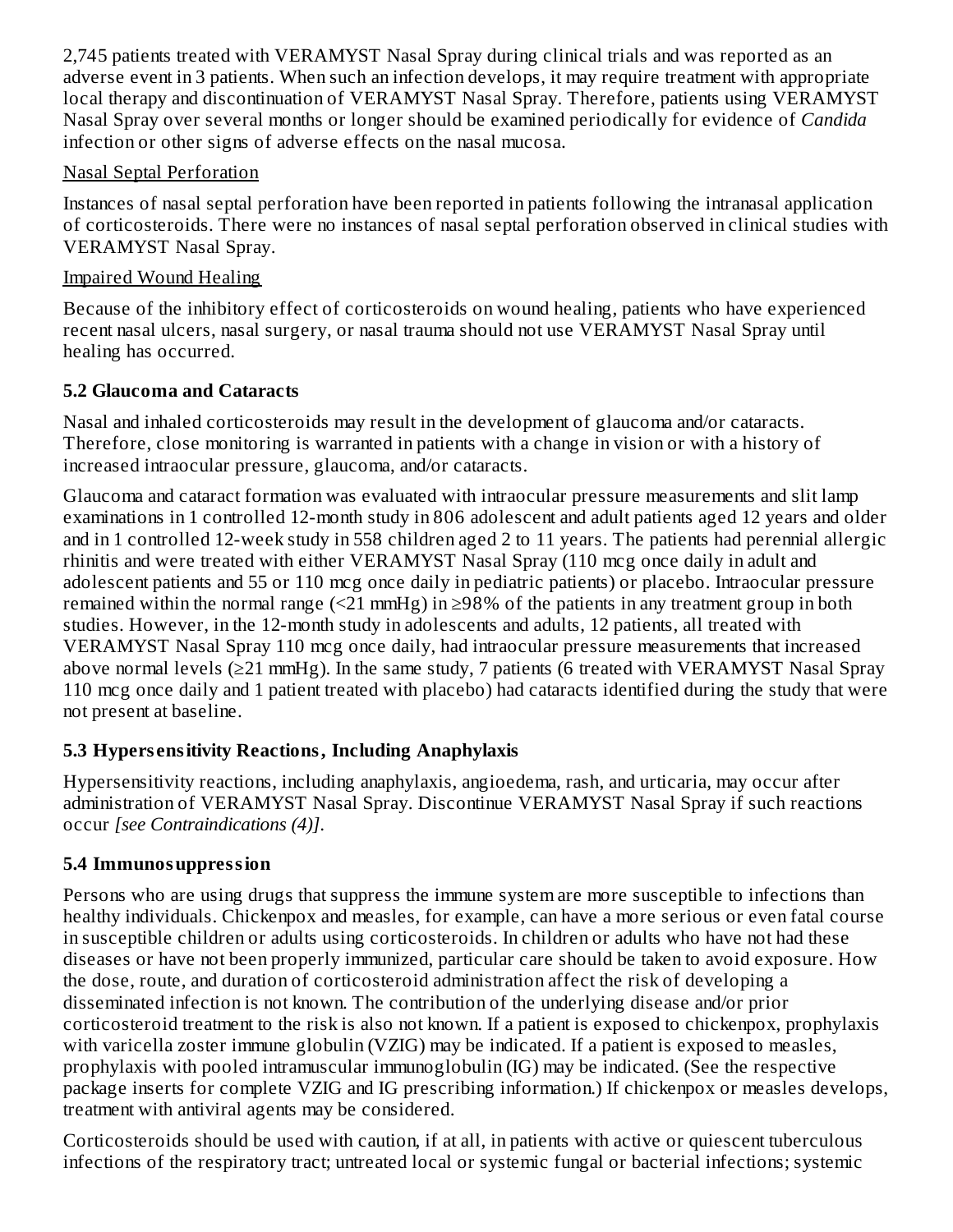2,745 patients treated with VERAMYST Nasal Spray during clinical trials and was reported as an adverse event in 3 patients. When such an infection develops, it may require treatment with appropriate local therapy and discontinuation of VERAMYST Nasal Spray. Therefore, patients using VERAMYST Nasal Spray over several months or longer should be examined periodically for evidence of *Candida* infection or other signs of adverse effects on the nasal mucosa.

Nasal Septal Perforation

Instances of nasal septal perforation have been reported in patients following the intranasal application of corticosteroids. There were no instances of nasal septal perforation observed in clinical studies with VERAMYST Nasal Spray.

Impaired Wound Healing

Because of the inhibitory effect of corticosteroids on wound healing, patients who have experienced recent nasal ulcers, nasal surgery, or nasal trauma should not use VERAMYST Nasal Spray until healing has occurred.

### 5.2 Glaucoma and Cataracts

Nasal and inhaled corticosteroids may result in the development of glaucoma and/or cataracts. Therefore, close monitoring is warranted in patients with a change in vision or with a history of increased intraocular pressure, glaucoma, and/or cataracts.

Glaucoma and cataract formation was evaluated with intraocular pressure measurements and slit lamp examinations in 1 controlled 12-month study in 806 adolescent and adult patients aged 12 years and older and in 1 controlled 12-week study in 558 children aged 2 to 11 years. The patients had perennial allergic rhinitis and were treated with either VERAMYST Nasal Spray (110 mcg once daily in adult and adolescent patients and 55 or 110 mcg once daily in pediatric patients) or placebo. Intraocular pressure remained within the normal range (<21 mmHg) in ≥98% of the patients in any treatment group in both studies. However, in the 12-month study in adolescents and adults, 12 patients, all treated with VERAMYST Nasal Spray 110 mcg once daily, had intraocular pressure measurements that increased above normal levels (≥21 mmHg). In the same study, 7 patients (6 treated with VERAMYST Nasal Spray 110 mcg once daily and 1 patient treated with placebo) had cataracts identified during the study that were not present at baseline.

### 5.3 Hypersensitivity Reactions, Including Anaphylaxis

Hypersensitivity reactions, including anaphylaxis, angioedema, rash, and urticaria, may occur after administration of VERAMYST Nasal Spray. Discontinue VERAMYST Nasal Spray if such reactions occur *[see Contraindications (4)]*.

### 5.4 Immunosuppression

Persons who are using drugs that suppress the immune system are more susceptible to infections than healthy individuals. Chickenpox and measles, for example, can have a more serious or even fatal course in susceptible children or adults using corticosteroids. In children or adults who have not had these diseases or have not been properly immunized, particular care should be taken to avoid exposure. How the dose, route, and duration of corticosteroid administration affect the risk of developing a disseminated infection is not known. The contribution of the underlying disease and/or prior corticosteroid treatment to the risk is also not known. If a patient is exposed to chickenpox, prophylaxis with varicella zoster immune globulin (VZIG) may be indicated. If a patient is exposed to measles, prophylaxis with pooled intramuscular immunoglobulin (IG) may be indicated. (See the respective package inserts for complete VZIG and IG prescribing information.) If chickenpox or measles develops, treatment with antiviral agents may be considered.

Corticosteroids should be used with caution, if at all, in patients with active or quiescent tuberculous infections of the respiratory tract; untreated local or systemic fungal or bacterial infections; systemic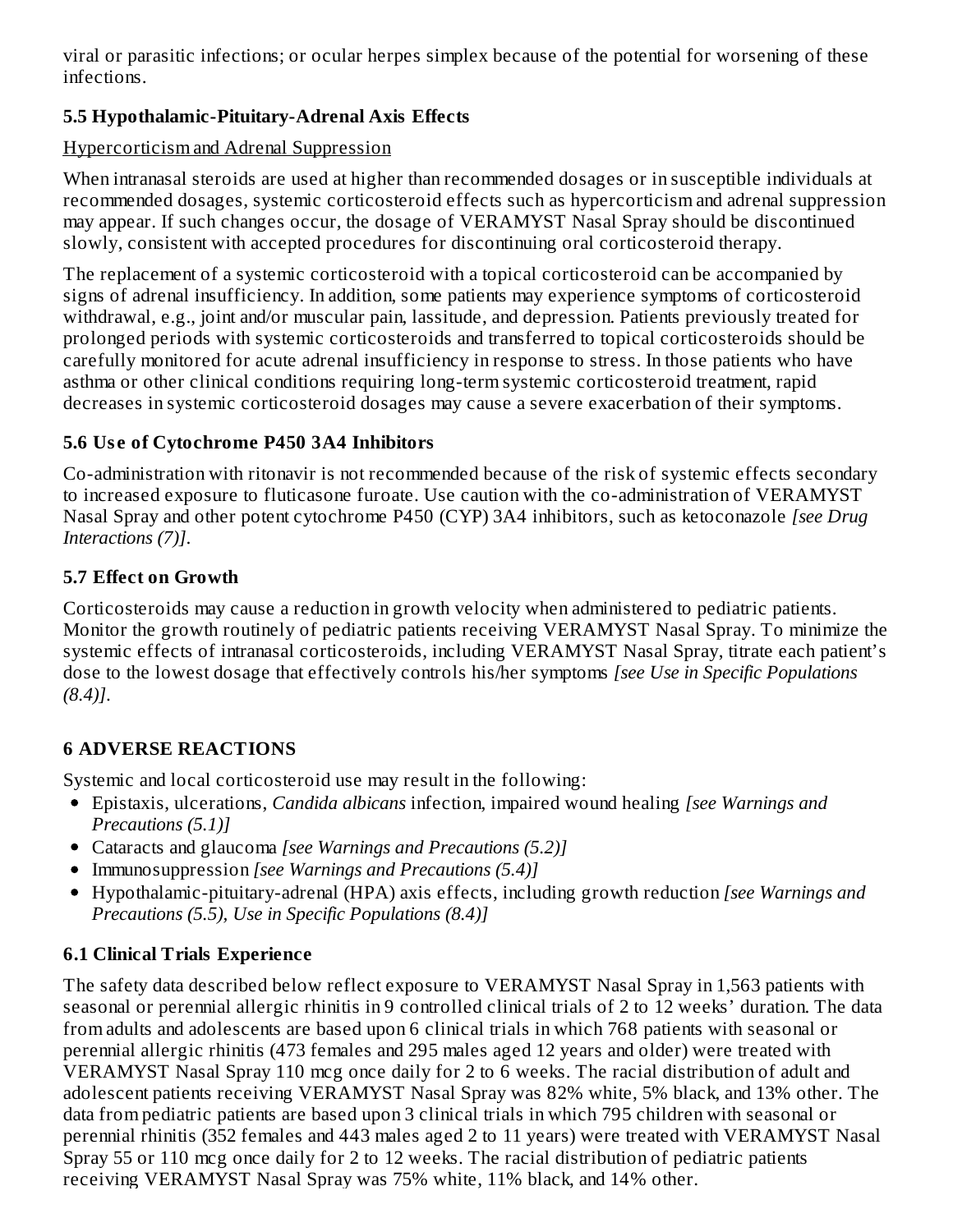viral or parasitic infections; or ocular herpes simplex because of the potential for worsening of these infections.

### 5.5 Hypothalamic-Pituitary-Adrenal Axis Effects

Hypercorticism and Adrenal Suppression

When intranasal steroids are used at higher than recommended dosages or in susceptible individuals at recommended dosages, systemic corticosteroid effects such as hypercorticism and adrenal suppression may appear. If such changes occur, the dosage of VERAMYST Nasal Spray should be discontinued slowly, consistent with accepted procedures for discontinuing oral corticosteroid therapy.

The replacement of a systemic corticosteroid with a topical corticosteroid can be accompanied by signs of adrenal insufficiency. In addition, some patients may experience symptoms of corticosteroid withdrawal, e.g., joint and/or muscular pain, lassitude, and depression. Patients previously treated for prolonged periods with systemic corticosteroids and transferred to topical corticosteroids should be carefully monitored for acute adrenal insufficiency in response to stress. In those patients who have asthma or other clinical conditions requiring long-term systemic corticosteroid treatment, rapid decreases in systemic corticosteroid dosages may cause a severe exacerbation of their symptoms.

### 5.6 Use of Cytochrome P450 3A4 Inhibitors

Co-administration with ritonavir is not recommended because of the risk of systemic effects secondary to increased exposure to fluticasone furoate. Use caution with the co-administration of VERAMYST Nasal Spray and other potent cytochrome P450 (CYP) 3A4 inhibitors, such as ketoconazole *[see Drug Interactions (7)]*.

### 5.7 Effect on Growth

Corticosteroids may cause a reduction in growth velocity when administered to pediatric patients. Monitor the growth routinely of pediatric patients receiving VERAMYST Nasal Spray. To minimize the systemic effects of intranasal corticosteroids, including VERAMYST Nasal Spray, titrate each patient's dose to the lowest dosage that effectively controls his/her symptoms *[see Use in Specific Populations (8.4)]*.

## 6 ADVERSE REACTIONS

Systemic and local corticosteroid use may result in the following:

- Epistaxis, ulcerations, *Candida albicans* infection, impaired wound healing *[see Warnings and Precautions (5.1)]*
- Cataracts and glaucoma *[see Warnings and Precautions (5.2)]*
- Immunosuppression *[see Warnings and Precautions (5.4)]*
- Hypothalamic-pituitary-adrenal (HPA) axis effects, including growth reduction *[see Warnings and Precautions (5.5), Use in Specific Populations (8.4)]*

### 6.1 Clinical Trials Experience

The safety data described below reflect exposure to VERAMYST Nasal Spray in 1,563 patients with seasonal or perennial allergic rhinitis in 9 controlled clinical trials of 2 to 12 weeks' duration. The data from adults and adolescents are based upon 6 clinical trials in which 768 patients with seasonal or perennial allergic rhinitis (473 females and 295 males aged 12 years and older) were treated with VERAMYST Nasal Spray 110 mcg once daily for 2 to 6 weeks. The racial distribution of adult and adolescent patients receiving VERAMYST Nasal Spray was 82% white, 5% black, and 13% other. The data from pediatric patients are based upon 3 clinical trials in which 795 children with seasonal or perennial rhinitis (352 females and 443 males aged 2 to 11 years) were treated with VERAMYST Nasal Spray 55 or 110 mcg once daily for 2 to 12 weeks. The racial distribution of pediatric patients receiving VERAMYST Nasal Spray was 75% white, 11% black, and 14% other.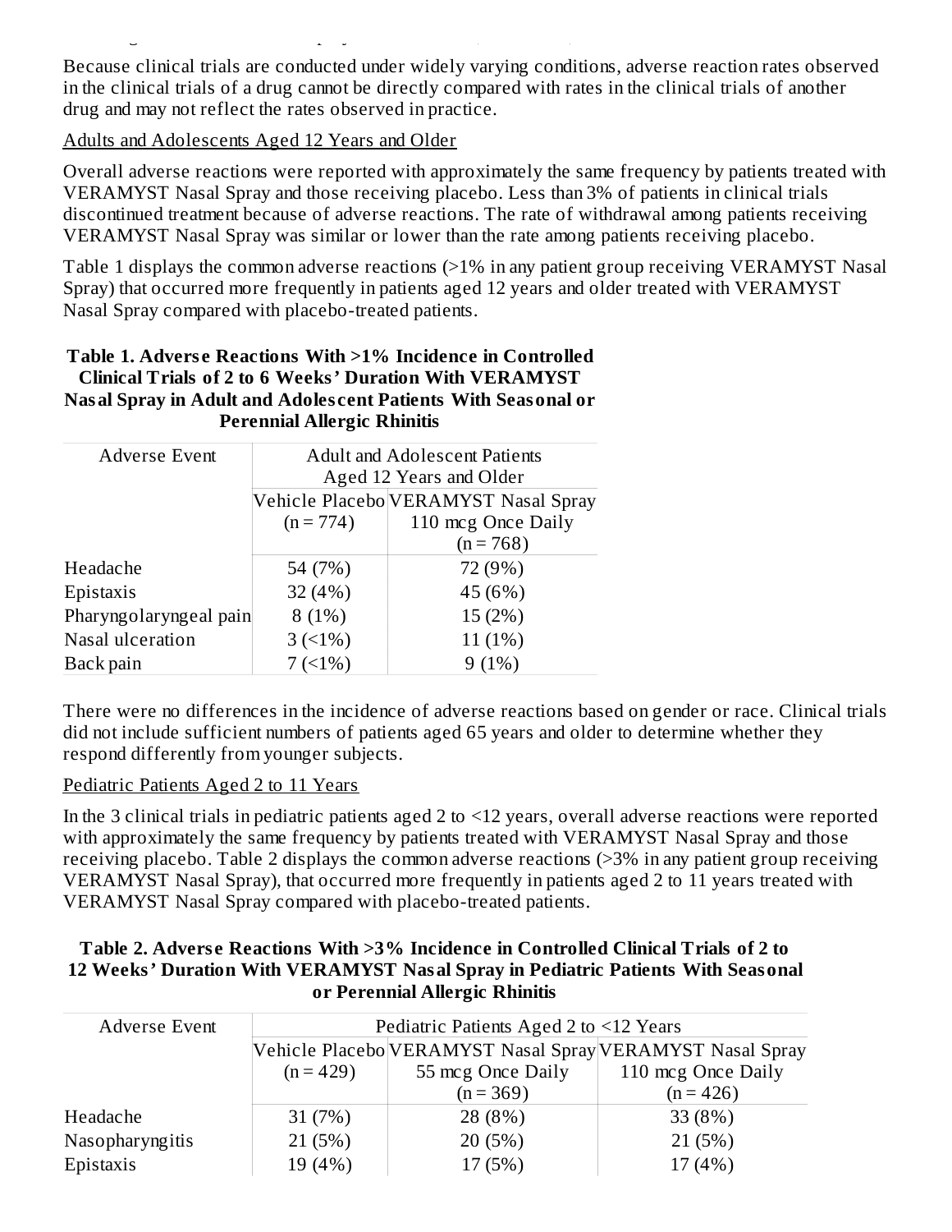Because clinical trials are conducted under widely varying conditions, adverse reaction rates observed in the clinical trials of a drug cannot be directly compared with rates in the clinical trials of another drug and may not reflect the rates observed in practice.

Adults and Adolescents Aged 12 Years and Older

Overall adverse reactions were reported with approximately the same frequency by patients treated with VERAMYST Nasal Spray and those receiving placebo. Less than 3% of patients in clinical trials discontinued treatment because of adverse reactions. The rate of withdrawal among patients receiving VERAMYST Nasal Spray was similar or lower than the rate among patients receiving placebo.

Table 1 displays the common adverse reactions (>1% in any patient group receiving VERAMYST Nasal Spray) that occurred more frequently in patients aged 12 years and older treated with VERAMYST Nasal Spray compared with placebo-treated patients.

**Table 1. Adverse Reactions With >1% Incidence in Controlled Clinical Trials of 2 to 6 Weeks' Duration With VERAMYST Nasal Spray in Adult and Adolescent Patients With Seasonal or Perennial Allergic Rhinitis**

| Adverse Event | Adult and Adolescent Patients Aged 12 Years and Older | |
|---|---|---|
| | Vehicle Placebo (n = 774) | VERAMYST Nasal Spray 110 mcg Once Daily (n = 768) |
| Headache | 54 (7%) | 72 (9%) |
| Epistaxis | 32 (4%) | 45 (6%) |
| Pharyngolaryngeal pain | 8 (1%) | 15 (2%) |
| Nasal ulceration | 3 (<1%) | 11 (1%) |
| Back pain | 7 (<1%) | 9 (1%) |

There were no differences in the incidence of adverse reactions based on gender or race. Clinical trials did not include sufficient numbers of patients aged 65 years and older to determine whether they respond differently from younger subjects.

Pediatric Patients Aged 2 to 11 Years

In the 3 clinical trials in pediatric patients aged 2 to <12 years, overall adverse reactions were reported with approximately the same frequency by patients treated with VERAMYST Nasal Spray and those receiving placebo. Table 2 displays the common adverse reactions (>3% in any patient group receiving VERAMYST Nasal Spray), that occurred more frequently in patients aged 2 to 11 years treated with VERAMYST Nasal Spray compared with placebo-treated patients.

**Table 2. Adverse Reactions With >3% Incidence in Controlled Clinical Trials of 2 to 12 Weeks' Duration With VERAMYST Nasal Spray in Pediatric Patients With Seasonal or Perennial Allergic Rhinitis**

| Adverse Event | Pediatric Patients Aged 2 to <12 Years | | |
|---|---|---|---|
| | Vehicle Placebo (n = 429) | VERAMYST Nasal Spray 55 mcg Once Daily (n = 369) | VERAMYST Nasal Spray 110 mcg Once Daily (n = 426) |
| Headache | 31 (7%) | 28 (8%) | 33 (8%) |
| Nasopharyngitis | 21 (5%) | 20 (5%) | 21 (5%) |
| Epistaxis | 19 (4%) | 17 (5%) | 17 (4%) |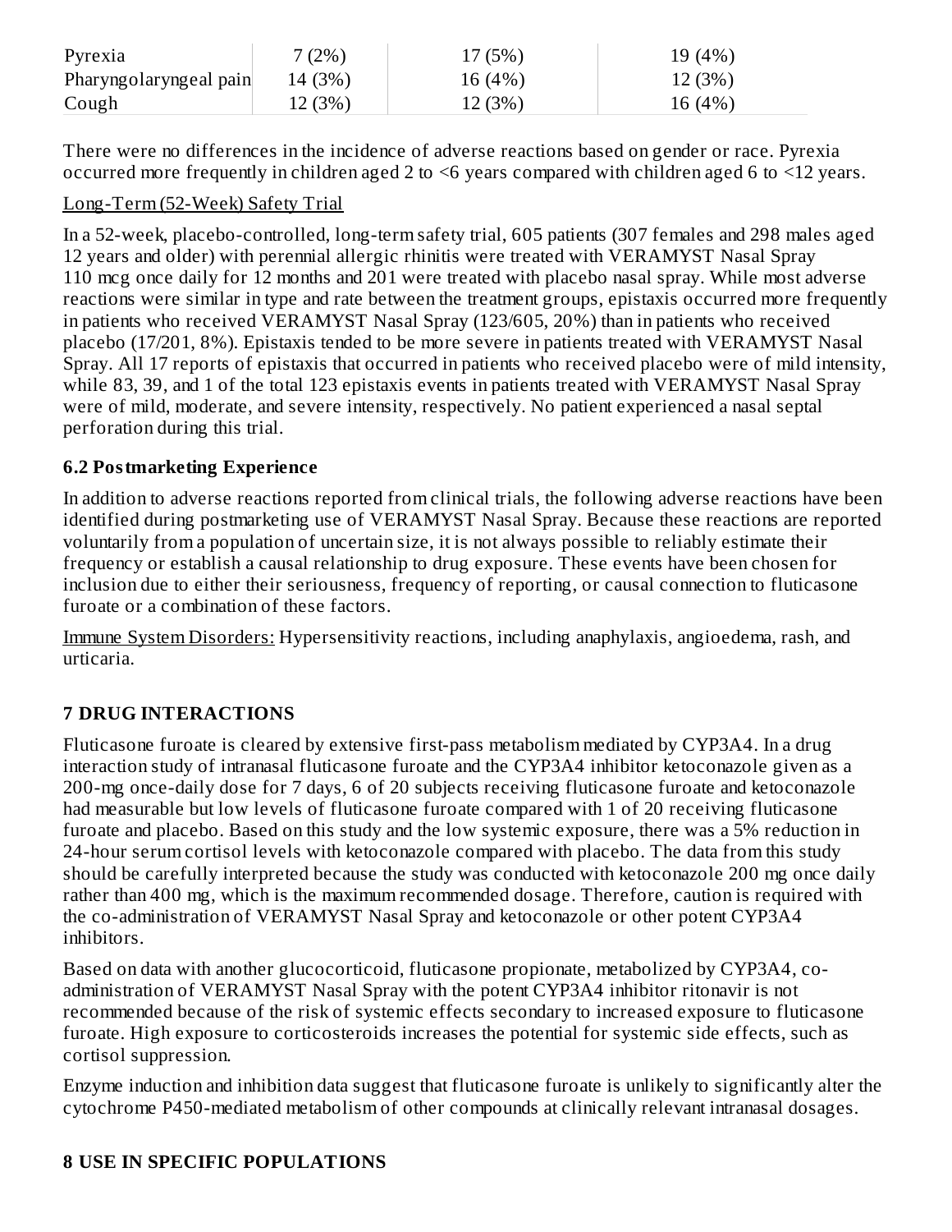| Pyrexia | 7 (2%) | 17 (5%) | 19 (4%) |
|---|---|---|---|
| Pharyngolaryngeal pain | 14 (3%) | 16 (4%) | 12 (3%) |
| Cough | 12 (3%) | 12 (3%) | 16 (4%) |

There were no differences in the incidence of adverse reactions based on gender or race. Pyrexia occurred more frequently in children aged 2 to <6 years compared with children aged 6 to <12 years.

Long-Term (52-Week) Safety Trial

In a 52-week, placebo-controlled, long-term safety trial, 605 patients (307 females and 298 males aged 12 years and older) with perennial allergic rhinitis were treated with VERAMYST Nasal Spray 110 mcg once daily for 12 months and 201 were treated with placebo nasal spray. While most adverse reactions were similar in type and rate between the treatment groups, epistaxis occurred more frequently in patients who received VERAMYST Nasal Spray (123/605, 20%) than in patients who received placebo (17/201, 8%). Epistaxis tended to be more severe in patients treated with VERAMYST Nasal Spray. All 17 reports of epistaxis that occurred in patients who received placebo were of mild intensity, while 83, 39, and 1 of the total 123 epistaxis events in patients treated with VERAMYST Nasal Spray were of mild, moderate, and severe intensity, respectively. No patient experienced a nasal septal perforation during this trial.

### 6.2 Postmarketing Experience

In addition to adverse reactions reported from clinical trials, the following adverse reactions have been identified during postmarketing use of VERAMYST Nasal Spray. Because these reactions are reported voluntarily from a population of uncertain size, it is not always possible to reliably estimate their frequency or establish a causal relationship to drug exposure. These events have been chosen for inclusion due to either their seriousness, frequency of reporting, or causal connection to fluticasone furoate or a combination of these factors.

Immune System Disorders: Hypersensitivity reactions, including anaphylaxis, angioedema, rash, and urticaria.

## 7 DRUG INTERACTIONS

Fluticasone furoate is cleared by extensive first-pass metabolism mediated by CYP3A4. In a drug interaction study of intranasal fluticasone furoate and the CYP3A4 inhibitor ketoconazole given as a 200-mg once-daily dose for 7 days, 6 of 20 subjects receiving fluticasone furoate and ketoconazole had measurable but low levels of fluticasone furoate compared with 1 of 20 receiving fluticasone furoate and placebo. Based on this study and the low systemic exposure, there was a 5% reduction in 24-hour serum cortisol levels with ketoconazole compared with placebo. The data from this study should be carefully interpreted because the study was conducted with ketoconazole 200 mg once daily rather than 400 mg, which is the maximum recommended dosage. Therefore, caution is required with the co-administration of VERAMYST Nasal Spray and ketoconazole or other potent CYP3A4 inhibitors.

Based on data with another glucocorticoid, fluticasone propionate, metabolized by CYP3A4, co-administration of VERAMYST Nasal Spray with the potent CYP3A4 inhibitor ritonavir is not recommended because of the risk of systemic effects secondary to increased exposure to fluticasone furoate. High exposure to corticosteroids increases the potential for systemic side effects, such as cortisol suppression.

Enzyme induction and inhibition data suggest that fluticasone furoate is unlikely to significantly alter the cytochrome P450-mediated metabolism of other compounds at clinically relevant intranasal dosages.

## 8 USE IN SPECIFIC POPULATIONS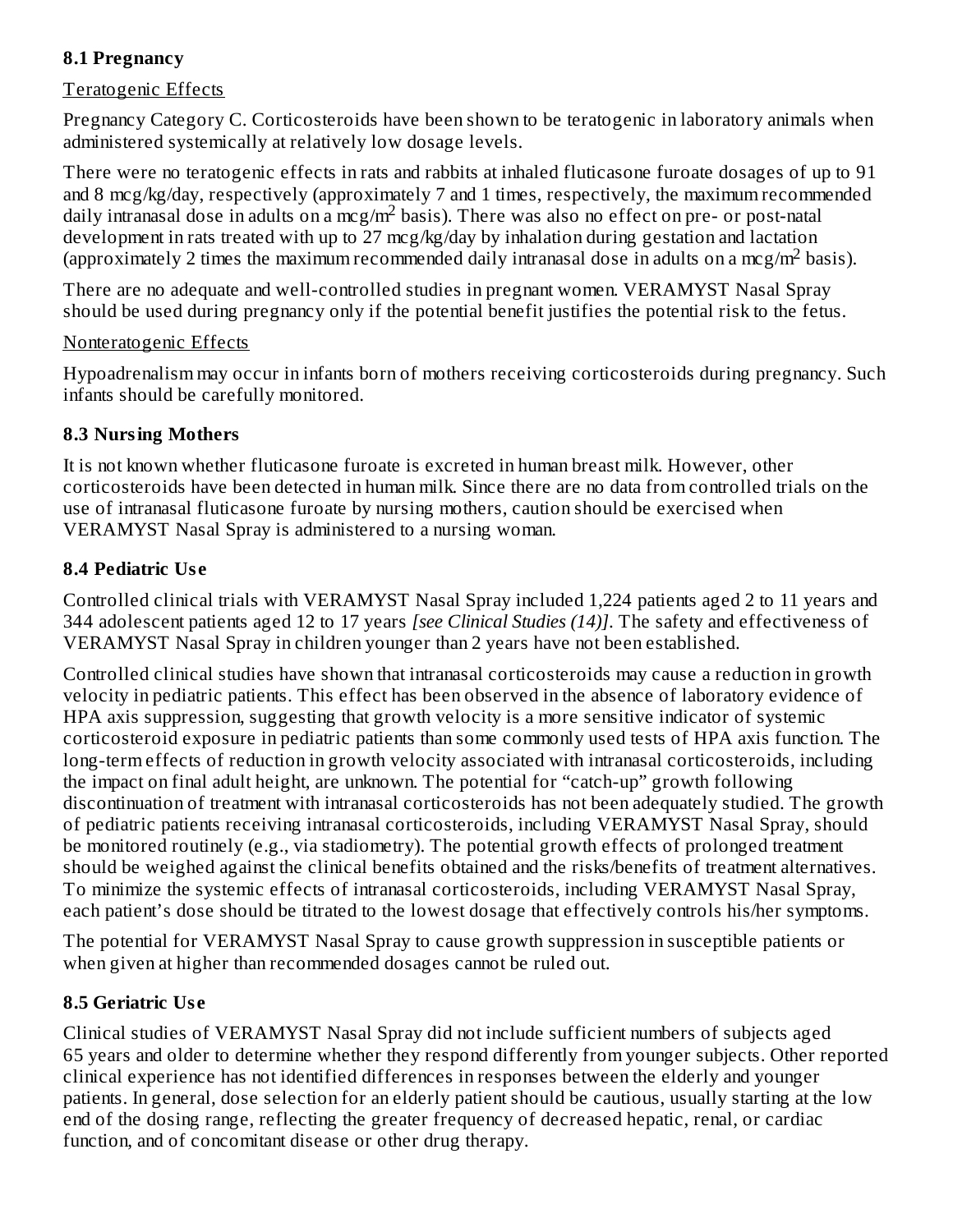### 8.1 Pregnancy

Teratogenic Effects

Pregnancy Category C. Corticosteroids have been shown to be teratogenic in laboratory animals when administered systemically at relatively low dosage levels.

There were no teratogenic effects in rats and rabbits at inhaled fluticasone furoate dosages of up to 91 and 8 mcg/kg/day, respectively (approximately 7 and 1 times, respectively, the maximum recommended daily intranasal dose in adults on a mcg/m$^2$ basis). There was also no effect on pre- or post-natal development in rats treated with up to 27 mcg/kg/day by inhalation during gestation and lactation (approximately 2 times the maximum recommended daily intranasal dose in adults on a mcg/m$^2$ basis).

There are no adequate and well-controlled studies in pregnant women. VERAMYST Nasal Spray should be used during pregnancy only if the potential benefit justifies the potential risk to the fetus.

Nonteratogenic Effects

Hypoadrenalism may occur in infants born of mothers receiving corticosteroids during pregnancy. Such infants should be carefully monitored.

### 8.3 Nursing Mothers

It is not known whether fluticasone furoate is excreted in human breast milk. However, other corticosteroids have been detected in human milk. Since there are no data from controlled trials on the use of intranasal fluticasone furoate by nursing mothers, caution should be exercised when VERAMYST Nasal Spray is administered to a nursing woman.

### 8.4 Pediatric Use

Controlled clinical trials with VERAMYST Nasal Spray included 1,224 patients aged 2 to 11 years and 344 adolescent patients aged 12 to 17 years *[see Clinical Studies (14)]*. The safety and effectiveness of VERAMYST Nasal Spray in children younger than 2 years have not been established.

Controlled clinical studies have shown that intranasal corticosteroids may cause a reduction in growth velocity in pediatric patients. This effect has been observed in the absence of laboratory evidence of HPA axis suppression, suggesting that growth velocity is a more sensitive indicator of systemic corticosteroid exposure in pediatric patients than some commonly used tests of HPA axis function. The long-term effects of reduction in growth velocity associated with intranasal corticosteroids, including the impact on final adult height, are unknown. The potential for "catch-up" growth following discontinuation of treatment with intranasal corticosteroids has not been adequately studied. The growth of pediatric patients receiving intranasal corticosteroids, including VERAMYST Nasal Spray, should be monitored routinely (e.g., via stadiometry). The potential growth effects of prolonged treatment should be weighed against the clinical benefits obtained and the risks/benefits of treatment alternatives. To minimize the systemic effects of intranasal corticosteroids, including VERAMYST Nasal Spray, each patient's dose should be titrated to the lowest dosage that effectively controls his/her symptoms.

The potential for VERAMYST Nasal Spray to cause growth suppression in susceptible patients or when given at higher than recommended dosages cannot be ruled out.

### 8.5 Geriatric Use

Clinical studies of VERAMYST Nasal Spray did not include sufficient numbers of subjects aged 65 years and older to determine whether they respond differently from younger subjects. Other reported clinical experience has not identified differences in responses between the elderly and younger patients. In general, dose selection for an elderly patient should be cautious, usually starting at the low end of the dosing range, reflecting the greater frequency of decreased hepatic, renal, or cardiac function, and of concomitant disease or other drug therapy.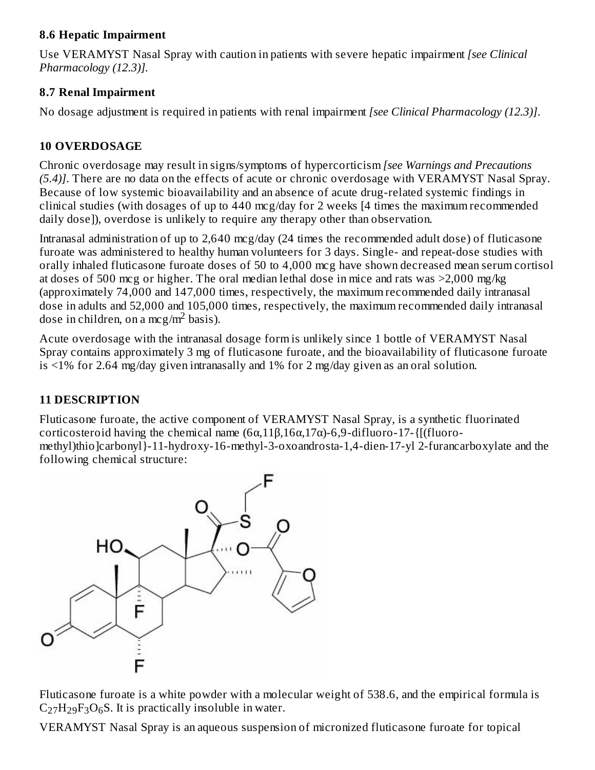### 8.6 Hepatic Impairment

Use VERAMYST Nasal Spray with caution in patients with severe hepatic impairment *[see Clinical Pharmacology (12.3)].*

### 8.7 Renal Impairment

No dosage adjustment is required in patients with renal impairment *[see Clinical Pharmacology (12.3)].*

## 10 OVERDOSAGE

Chronic overdosage may result in signs/symptoms of hypercorticism *[see Warnings and Precautions (5.4)]*. There are no data on the effects of acute or chronic overdosage with VERAMYST Nasal Spray. Because of low systemic bioavailability and an absence of acute drug-related systemic findings in clinical studies (with dosages of up to 440 mcg/day for 2 weeks [4 times the maximum recommended daily dose]), overdose is unlikely to require any therapy other than observation.

Intranasal administration of up to 2,640 mcg/day (24 times the recommended adult dose) of fluticasone furoate was administered to healthy human volunteers for 3 days. Single- and repeat-dose studies with orally inhaled fluticasone furoate doses of 50 to 4,000 mcg have shown decreased mean serum cortisol at doses of 500 mcg or higher. The oral median lethal dose in mice and rats was >2,000 mg/kg (approximately 74,000 and 147,000 times, respectively, the maximum recommended daily intranasal dose in adults and 52,000 and 105,000 times, respectively, the maximum recommended daily intranasal dose in children, on a $mcg/m^2$ basis).

Acute overdosage with the intranasal dosage form is unlikely since 1 bottle of VERAMYST Nasal Spray contains approximately 3 mg of fluticasone furoate, and the bioavailability of fluticasone furoate is <1% for 2.64 mg/day given intranasally and 1% for 2 mg/day given as an oral solution.

## 11 DESCRIPTION

Fluticasone furoate, the active component of VERAMYST Nasal Spray, is a synthetic fluorinated corticosteroid having the chemical name (6α,11β,16α,17α)-6,9-difluoro-17-{[(fluoro-methyl)thio]carbonyl}-11-hydroxy-16-methyl-3-oxoandrosta-1,4-dien-17-yl 2-furancarboxylate and the following chemical structure:

Fluticasone furoate is a white powder with a molecular weight of 538.6, and the empirical formula is $C_{27}H_{29}F_3O_6S$. It is practically insoluble in water.

VERAMYST Nasal Spray is an aqueous suspension of micronized fluticasone furoate for topical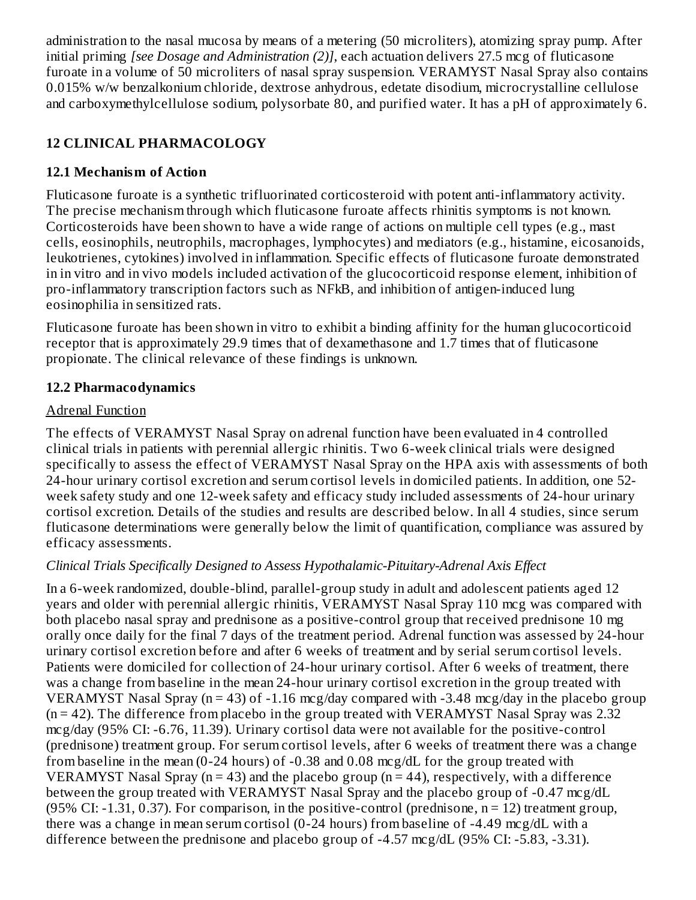administration to the nasal mucosa by means of a metering (50 microliters), atomizing spray pump. After initial priming *[see Dosage and Administration (2)]*, each actuation delivers 27.5 mcg of fluticasone furoate in a volume of 50 microliters of nasal spray suspension. VERAMYST Nasal Spray also contains 0.015% w/w benzalkonium chloride, dextrose anhydrous, edetate disodium, microcrystalline cellulose and carboxymethylcellulose sodium, polysorbate 80, and purified water. It has a pH of approximately 6.

## 12 CLINICAL PHARMACOLOGY

### 12.1 Mechanism of Action

Fluticasone furoate is a synthetic trifluorinated corticosteroid with potent anti-inflammatory activity. The precise mechanism through which fluticasone furoate affects rhinitis symptoms is not known. Corticosteroids have been shown to have a wide range of actions on multiple cell types (e.g., mast cells, eosinophils, neutrophils, macrophages, lymphocytes) and mediators (e.g., histamine, eicosanoids, leukotrienes, cytokines) involved in inflammation. Specific effects of fluticasone furoate demonstrated in in vitro and in vivo models included activation of the glucocorticoid response element, inhibition of pro-inflammatory transcription factors such as NFkB, and inhibition of antigen-induced lung eosinophilia in sensitized rats.

Fluticasone furoate has been shown in vitro to exhibit a binding affinity for the human glucocorticoid receptor that is approximately 29.9 times that of dexamethasone and 1.7 times that of fluticasone propionate. The clinical relevance of these findings is unknown.

### 12.2 Pharmacodynamics

Adrenal Function

The effects of VERAMYST Nasal Spray on adrenal function have been evaluated in 4 controlled clinical trials in patients with perennial allergic rhinitis. Two 6-week clinical trials were designed specifically to assess the effect of VERAMYST Nasal Spray on the HPA axis with assessments of both 24-hour urinary cortisol excretion and serum cortisol levels in domiciled patients. In addition, one 52-week safety study and one 12-week safety and efficacy study included assessments of 24-hour urinary cortisol excretion. Details of the studies and results are described below. In all 4 studies, since serum fluticasone determinations were generally below the limit of quantification, compliance was assured by efficacy assessments.

*Clinical Trials Specifically Designed to Assess Hypothalamic-Pituitary-Adrenal Axis Effect*

In a 6-week randomized, double-blind, parallel-group study in adult and adolescent patients aged 12 years and older with perennial allergic rhinitis, VERAMYST Nasal Spray 110 mcg was compared with both placebo nasal spray and prednisone as a positive-control group that received prednisone 10 mg orally once daily for the final 7 days of the treatment period. Adrenal function was assessed by 24-hour urinary cortisol excretion before and after 6 weeks of treatment and by serial serum cortisol levels. Patients were domiciled for collection of 24-hour urinary cortisol. After 6 weeks of treatment, there was a change from baseline in the mean 24-hour urinary cortisol excretion in the group treated with VERAMYST Nasal Spray ($n = 43$) of -1.16 mcg/day compared with -3.48 mcg/day in the placebo group ($n = 42$). The difference from placebo in the group treated with VERAMYST Nasal Spray was 2.32 mcg/day (95% CI: -6.76, 11.39). Urinary cortisol data were not available for the positive-control (prednisone) treatment group. For serum cortisol levels, after 6 weeks of treatment there was a change from baseline in the mean (0-24 hours) of -0.38 and 0.08 mcg/dL for the group treated with VERAMYST Nasal Spray ($n = 43$) and the placebo group ($n = 44$), respectively, with a difference between the group treated with VERAMYST Nasal Spray and the placebo group of -0.47 mcg/dL (95% CI: -1.31, 0.37). For comparison, in the positive-control (prednisone, $n = 12$) treatment group, there was a change in mean serum cortisol (0-24 hours) from baseline of -4.49 mcg/dL with a difference between the prednisone and placebo group of -4.57 mcg/dL (95% CI: -5.83, -3.31).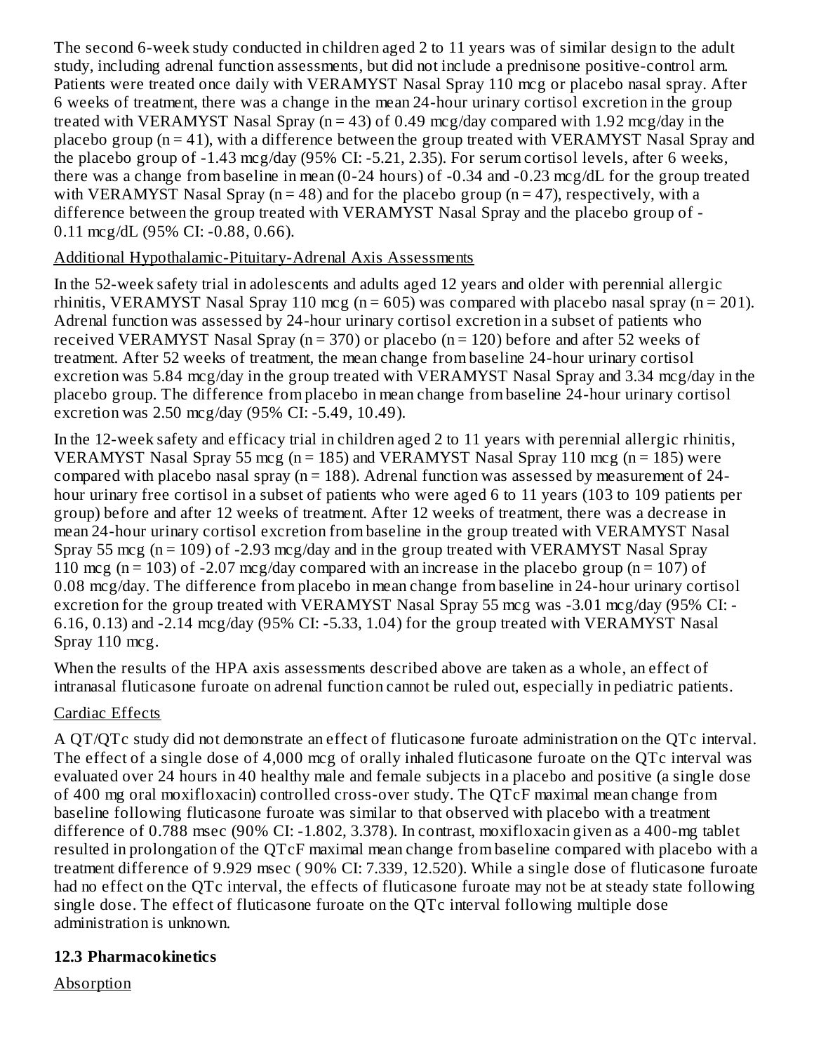The second 6-week study conducted in children aged 2 to 11 years was of similar design to the adult study, including adrenal function assessments, but did not include a prednisone positive-control arm. Patients were treated once daily with VERAMYST Nasal Spray 110 mcg or placebo nasal spray. After 6 weeks of treatment, there was a change in the mean 24-hour urinary cortisol excretion in the group treated with VERAMYST Nasal Spray (n = 43) of 0.49 mcg/day compared with 1.92 mcg/day in the placebo group (n = 41), with a difference between the group treated with VERAMYST Nasal Spray and the placebo group of -1.43 mcg/day (95% CI: -5.21, 2.35). For serum cortisol levels, after 6 weeks, there was a change from baseline in mean (0-24 hours) of -0.34 and -0.23 mcg/dL for the group treated with VERAMYST Nasal Spray (n = 48) and for the placebo group (n = 47), respectively, with a difference between the group treated with VERAMYST Nasal Spray and the placebo group of -0.11 mcg/dL (95% CI: -0.88, 0.66).

Additional Hypothalamic-Pituitary-Adrenal Axis Assessments

In the 52-week safety trial in adolescents and adults aged 12 years and older with perennial allergic rhinitis, VERAMYST Nasal Spray 110 mcg (n = 605) was compared with placebo nasal spray (n = 201). Adrenal function was assessed by 24-hour urinary cortisol excretion in a subset of patients who received VERAMYST Nasal Spray (n = 370) or placebo (n = 120) before and after 52 weeks of treatment. After 52 weeks of treatment, the mean change from baseline 24-hour urinary cortisol excretion was 5.84 mcg/day in the group treated with VERAMYST Nasal Spray and 3.34 mcg/day in the placebo group. The difference from placebo in mean change from baseline 24-hour urinary cortisol excretion was 2.50 mcg/day (95% CI: -5.49, 10.49).

In the 12-week safety and efficacy trial in children aged 2 to 11 years with perennial allergic rhinitis, VERAMYST Nasal Spray 55 mcg (n = 185) and VERAMYST Nasal Spray 110 mcg (n = 185) were compared with placebo nasal spray (n = 188). Adrenal function was assessed by measurement of 24-hour urinary free cortisol in a subset of patients who were aged 6 to 11 years (103 to 109 patients per group) before and after 12 weeks of treatment. After 12 weeks of treatment, there was a decrease in mean 24-hour urinary cortisol excretion from baseline in the group treated with VERAMYST Nasal Spray 55 mcg (n = 109) of -2.93 mcg/day and in the group treated with VERAMYST Nasal Spray 110 mcg (n = 103) of -2.07 mcg/day compared with an increase in the placebo group (n = 107) of 0.08 mcg/day. The difference from placebo in mean change from baseline in 24-hour urinary cortisol excretion for the group treated with VERAMYST Nasal Spray 55 mcg was -3.01 mcg/day (95% CI: -6.16, 0.13) and -2.14 mcg/day (95% CI: -5.33, 1.04) for the group treated with VERAMYST Nasal Spray 110 mcg.

When the results of the HPA axis assessments described above are taken as a whole, an effect of intranasal fluticasone furoate on adrenal function cannot be ruled out, especially in pediatric patients.

Cardiac Effects

A QT/QTc study did not demonstrate an effect of fluticasone furoate administration on the QTc interval. The effect of a single dose of 4,000 mcg of orally inhaled fluticasone furoate on the QTc interval was evaluated over 24 hours in 40 healthy male and female subjects in a placebo and positive (a single dose of 400 mg oral moxifloxacin) controlled cross-over study. The QTcF maximal mean change from baseline following fluticasone furoate was similar to that observed with placebo with a treatment difference of 0.788 msec (90% CI: -1.802, 3.378). In contrast, moxifloxacin given as a 400-mg tablet resulted in prolongation of the QTcF maximal mean change from baseline compared with placebo with a treatment difference of 9.929 msec ( 90% CI: 7.339, 12.520). While a single dose of fluticasone furoate had no effect on the QTc interval, the effects of fluticasone furoate may not be at steady state following single dose. The effect of fluticasone furoate on the QTc interval following multiple dose administration is unknown.

### 12.3 Pharmacokinetics

Absorption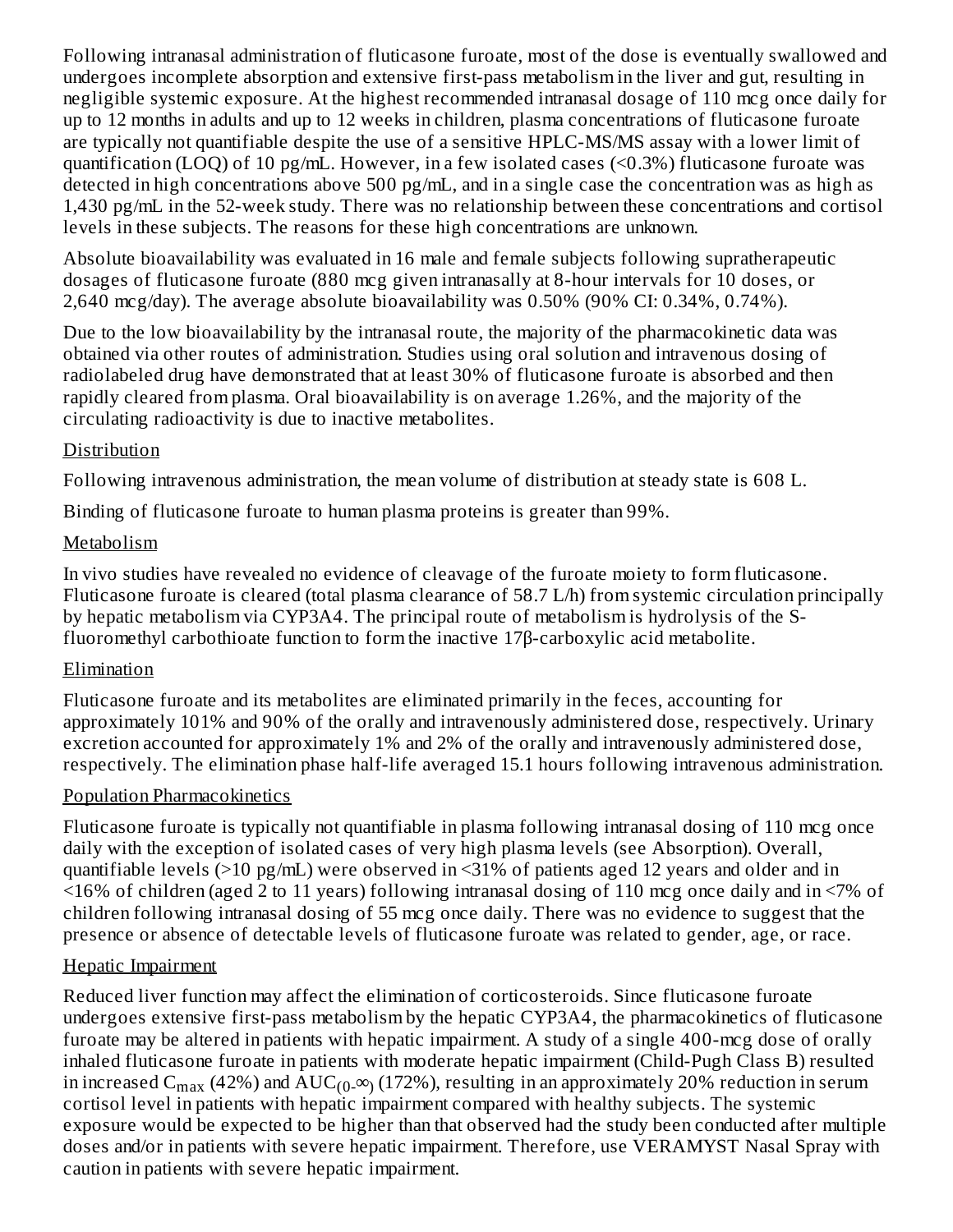Following intranasal administration of fluticasone furoate, most of the dose is eventually swallowed and undergoes incomplete absorption and extensive first-pass metabolism in the liver and gut, resulting in negligible systemic exposure. At the highest recommended intranasal dosage of 110 mcg once daily for up to 12 months in adults and up to 12 weeks in children, plasma concentrations of fluticasone furoate are typically not quantifiable despite the use of a sensitive HPLC-MS/MS assay with a lower limit of quantification (LOQ) of 10 pg/mL. However, in a few isolated cases (<0.3%) fluticasone furoate was detected in high concentrations above 500 pg/mL, and in a single case the concentration was as high as 1,430 pg/mL in the 52-week study. There was no relationship between these concentrations and cortisol levels in these subjects. The reasons for these high concentrations are unknown.

Absolute bioavailability was evaluated in 16 male and female subjects following supratherapeutic dosages of fluticasone furoate (880 mcg given intranasally at 8-hour intervals for 10 doses, or 2,640 mcg/day). The average absolute bioavailability was 0.50% (90% CI: 0.34%, 0.74%).

Due to the low bioavailability by the intranasal route, the majority of the pharmacokinetic data was obtained via other routes of administration. Studies using oral solution and intravenous dosing of radiolabeled drug have demonstrated that at least 30% of fluticasone furoate is absorbed and then rapidly cleared from plasma. Oral bioavailability is on average 1.26%, and the majority of the circulating radioactivity is due to inactive metabolites.

Distribution

Following intravenous administration, the mean volume of distribution at steady state is 608 L.

Binding of fluticasone furoate to human plasma proteins is greater than 99%.

Metabolism

In vivo studies have revealed no evidence of cleavage of the furoate moiety to form fluticasone. Fluticasone furoate is cleared (total plasma clearance of 58.7 L/h) from systemic circulation principally by hepatic metabolism via CYP3A4. The principal route of metabolism is hydrolysis of the S-fluoromethyl carbothioate function to form the inactive 17β-carboxylic acid metabolite.

Elimination

Fluticasone furoate and its metabolites are eliminated primarily in the feces, accounting for approximately 101% and 90% of the orally and intravenously administered dose, respectively. Urinary excretion accounted for approximately 1% and 2% of the orally and intravenously administered dose, respectively. The elimination phase half-life averaged 15.1 hours following intravenous administration.

Population Pharmacokinetics

Fluticasone furoate is typically not quantifiable in plasma following intranasal dosing of 110 mcg once daily with the exception of isolated cases of very high plasma levels (see Absorption). Overall, quantifiable levels (>10 pg/mL) were observed in <31% of patients aged 12 years and older and in <16% of children (aged 2 to 11 years) following intranasal dosing of 110 mcg once daily and in <7% of children following intranasal dosing of 55 mcg once daily. There was no evidence to suggest that the presence or absence of detectable levels of fluticasone furoate was related to gender, age, or race.

Hepatic Impairment

Reduced liver function may affect the elimination of corticosteroids. Since fluticasone furoate undergoes extensive first-pass metabolism by the hepatic CYP3A4, the pharmacokinetics of fluticasone furoate may be altered in patients with hepatic impairment. A study of a single 400-mcg dose of orally inhaled fluticasone furoate in patients with moderate hepatic impairment (Child-Pugh Class B) resulted in increased $C_{max}$ (42%) and $AUC_{(0-\infty)}$ (172%), resulting in an approximately 20% reduction in serum cortisol level in patients with hepatic impairment compared with healthy subjects. The systemic exposure would be expected to be higher than that observed had the study been conducted after multiple doses and/or in patients with severe hepatic impairment. Therefore, use VERAMYST Nasal Spray with caution in patients with severe hepatic impairment.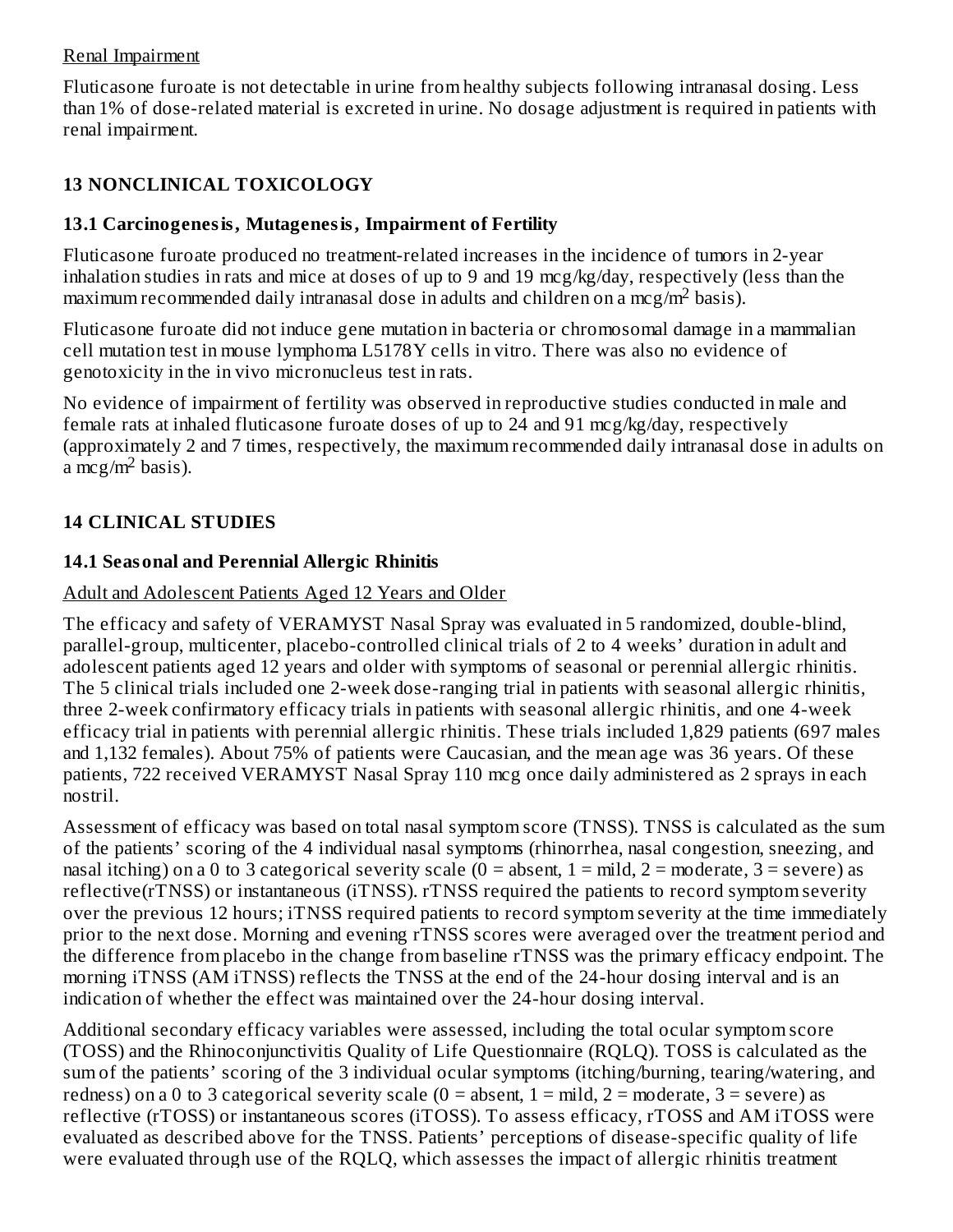Renal Impairment

Fluticasone furoate is not detectable in urine from healthy subjects following intranasal dosing. Less than 1% of dose-related material is excreted in urine. No dosage adjustment is required in patients with renal impairment.

# 13 NONCLINICAL TOXICOLOGY

## 13.1 Carcinogenesis, Mutagenesis, Impairment of Fertility

Fluticasone furoate produced no treatment-related increases in the incidence of tumors in 2-year inhalation studies in rats and mice at doses of up to 9 and 19 mcg/kg/day, respectively (less than the maximum recommended daily intranasal dose in adults and children on a mcg/$m^2$ basis).

Fluticasone furoate did not induce gene mutation in bacteria or chromosomal damage in a mammalian cell mutation test in mouse lymphoma L5178Y cells in vitro. There was also no evidence of genotoxicity in the in vivo micronucleus test in rats.

No evidence of impairment of fertility was observed in reproductive studies conducted in male and female rats at inhaled fluticasone furoate doses of up to 24 and 91 mcg/kg/day, respectively (approximately 2 and 7 times, respectively, the maximum recommended daily intranasal dose in adults on a mcg/$m^2$ basis).

# 14 CLINICAL STUDIES

## 14.1 Seasonal and Perennial Allergic Rhinitis

Adult and Adolescent Patients Aged 12 Years and Older

The efficacy and safety of VERAMYST Nasal Spray was evaluated in 5 randomized, double-blind, parallel-group, multicenter, placebo-controlled clinical trials of 2 to 4 weeks' duration in adult and adolescent patients aged 12 years and older with symptoms of seasonal or perennial allergic rhinitis. The 5 clinical trials included one 2-week dose-ranging trial in patients with seasonal allergic rhinitis, three 2-week confirmatory efficacy trials in patients with seasonal allergic rhinitis, and one 4-week efficacy trial in patients with perennial allergic rhinitis. These trials included 1,829 patients (697 males and 1,132 females). About 75% of patients were Caucasian, and the mean age was 36 years. Of these patients, 722 received VERAMYST Nasal Spray 110 mcg once daily administered as 2 sprays in each nostril.

Assessment of efficacy was based on total nasal symptom score (TNSS). TNSS is calculated as the sum of the patients' scoring of the 4 individual nasal symptoms (rhinorrhea, nasal congestion, sneezing, and nasal itching) on a 0 to 3 categorical severity scale (0 = absent, 1 = mild, 2 = moderate, 3 = severe) as reflective(rTNSS) or instantaneous (iTNSS). rTNSS required the patients to record symptom severity over the previous 12 hours; iTNSS required patients to record symptom severity at the time immediately prior to the next dose. Morning and evening rTNSS scores were averaged over the treatment period and the difference from placebo in the change from baseline rTNSS was the primary efficacy endpoint. The morning iTNSS (AM iTNSS) reflects the TNSS at the end of the 24-hour dosing interval and is an indication of whether the effect was maintained over the 24-hour dosing interval.

Additional secondary efficacy variables were assessed, including the total ocular symptom score (TOSS) and the Rhinoconjunctivitis Quality of Life Questionnaire (RQLQ). TOSS is calculated as the sum of the patients' scoring of the 3 individual ocular symptoms (itching/burning, tearing/watering, and redness) on a 0 to 3 categorical severity scale (0 = absent, 1 = mild, 2 = moderate, 3 = severe) as reflective (rTOSS) or instantaneous scores (iTOSS). To assess efficacy, rTOSS and AM iTOSS were evaluated as described above for the TNSS. Patients' perceptions of disease-specific quality of life were evaluated through use of the RQLQ, which assesses the impact of allergic rhinitis treatment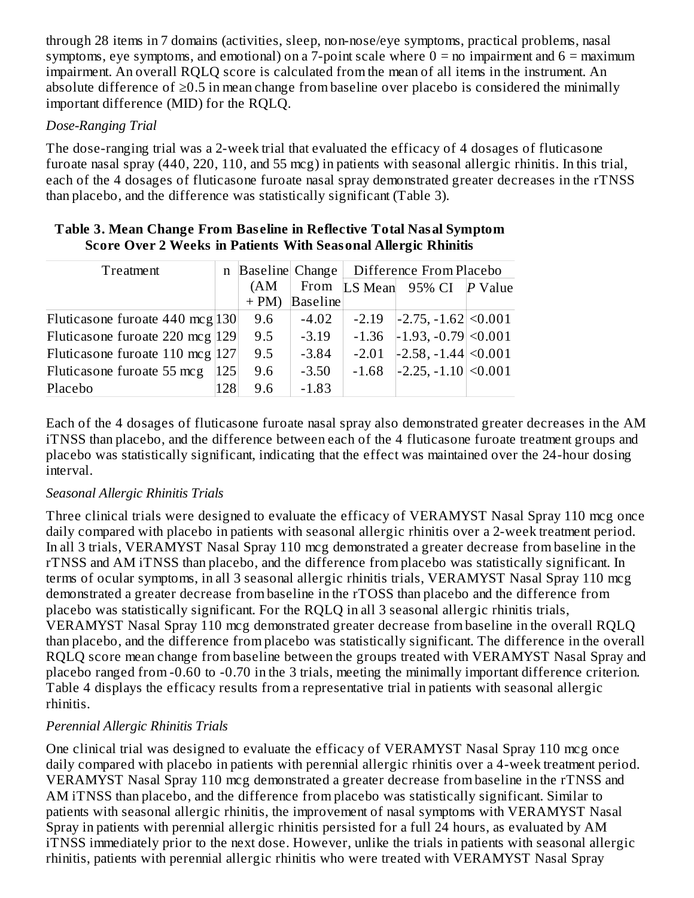through 28 items in 7 domains (activities, sleep, non-nose/eye symptoms, practical problems, nasal symptoms, eye symptoms, and emotional) on a 7-point scale where 0 = no impairment and 6 = maximum impairment. An overall RQLQ score is calculated from the mean of all items in the instrument. An absolute difference of ≥0.5 in mean change from baseline over placebo is considered the minimally important difference (MID) for the RQLQ.

*Dose-Ranging Trial*

The dose-ranging trial was a 2-week trial that evaluated the efficacy of 4 dosages of fluticasone furoate nasal spray (440, 220, 110, and 55 mcg) in patients with seasonal allergic rhinitis. In this trial, each of the 4 dosages of fluticasone furoate nasal spray demonstrated greater decreases in the rTNSS than placebo, and the difference was statistically significant (Table 3).

**Table 3. Mean Change From Baseline in Reflective Total Nasal Symptom Score Over 2 Weeks in Patients With Seasonal Allergic Rhinitis**

| Treatment | n | Baseline (AM + PM) | Change From Baseline | Difference From Placebo | | |
|---|---|---|---|---|---|---|
| | | | | LS Mean | 95% CI | *P* Value |
| Fluticasone furoate 440 mcg | 130 | 9.6 | -4.02 | -2.19 | -2.75, -1.62 | <0.001 |
| Fluticasone furoate 220 mcg | 129 | 9.5 | -3.19 | -1.36 | -1.93, -0.79 | <0.001 |
| Fluticasone furoate 110 mcg | 127 | 9.5 | -3.84 | -2.01 | -2.58, -1.44 | <0.001 |
| Fluticasone furoate 55 mcg | 125 | 9.6 | -3.50 | -1.68 | -2.25, -1.10 | <0.001 |
| Placebo | 128 | 9.6 | -1.83 | | | |

Each of the 4 dosages of fluticasone furoate nasal spray also demonstrated greater decreases in the AM iTNSS than placebo, and the difference between each of the 4 fluticasone furoate treatment groups and placebo was statistically significant, indicating that the effect was maintained over the 24-hour dosing interval.

*Seasonal Allergic Rhinitis Trials*

Three clinical trials were designed to evaluate the efficacy of VERAMYST Nasal Spray 110 mcg once daily compared with placebo in patients with seasonal allergic rhinitis over a 2-week treatment period. In all 3 trials, VERAMYST Nasal Spray 110 mcg demonstrated a greater decrease from baseline in the rTNSS and AM iTNSS than placebo, and the difference from placebo was statistically significant. In terms of ocular symptoms, in all 3 seasonal allergic rhinitis trials, VERAMYST Nasal Spray 110 mcg demonstrated a greater decrease from baseline in the rTOSS than placebo and the difference from placebo was statistically significant. For the RQLQ in all 3 seasonal allergic rhinitis trials, VERAMYST Nasal Spray 110 mcg demonstrated greater decrease from baseline in the overall RQLQ than placebo, and the difference from placebo was statistically significant. The difference in the overall RQLQ score mean change from baseline between the groups treated with VERAMYST Nasal Spray and placebo ranged from -0.60 to -0.70 in the 3 trials, meeting the minimally important difference criterion. Table 4 displays the efficacy results from a representative trial in patients with seasonal allergic rhinitis.

*Perennial Allergic Rhinitis Trials*

One clinical trial was designed to evaluate the efficacy of VERAMYST Nasal Spray 110 mcg once daily compared with placebo in patients with perennial allergic rhinitis over a 4-week treatment period. VERAMYST Nasal Spray 110 mcg demonstrated a greater decrease from baseline in the rTNSS and AM iTNSS than placebo, and the difference from placebo was statistically significant. Similar to patients with seasonal allergic rhinitis, the improvement of nasal symptoms with VERAMYST Nasal Spray in patients with perennial allergic rhinitis persisted for a full 24 hours, as evaluated by AM iTNSS immediately prior to the next dose. However, unlike the trials in patients with seasonal allergic rhinitis, patients with perennial allergic rhinitis who were treated with VERAMYST Nasal Spray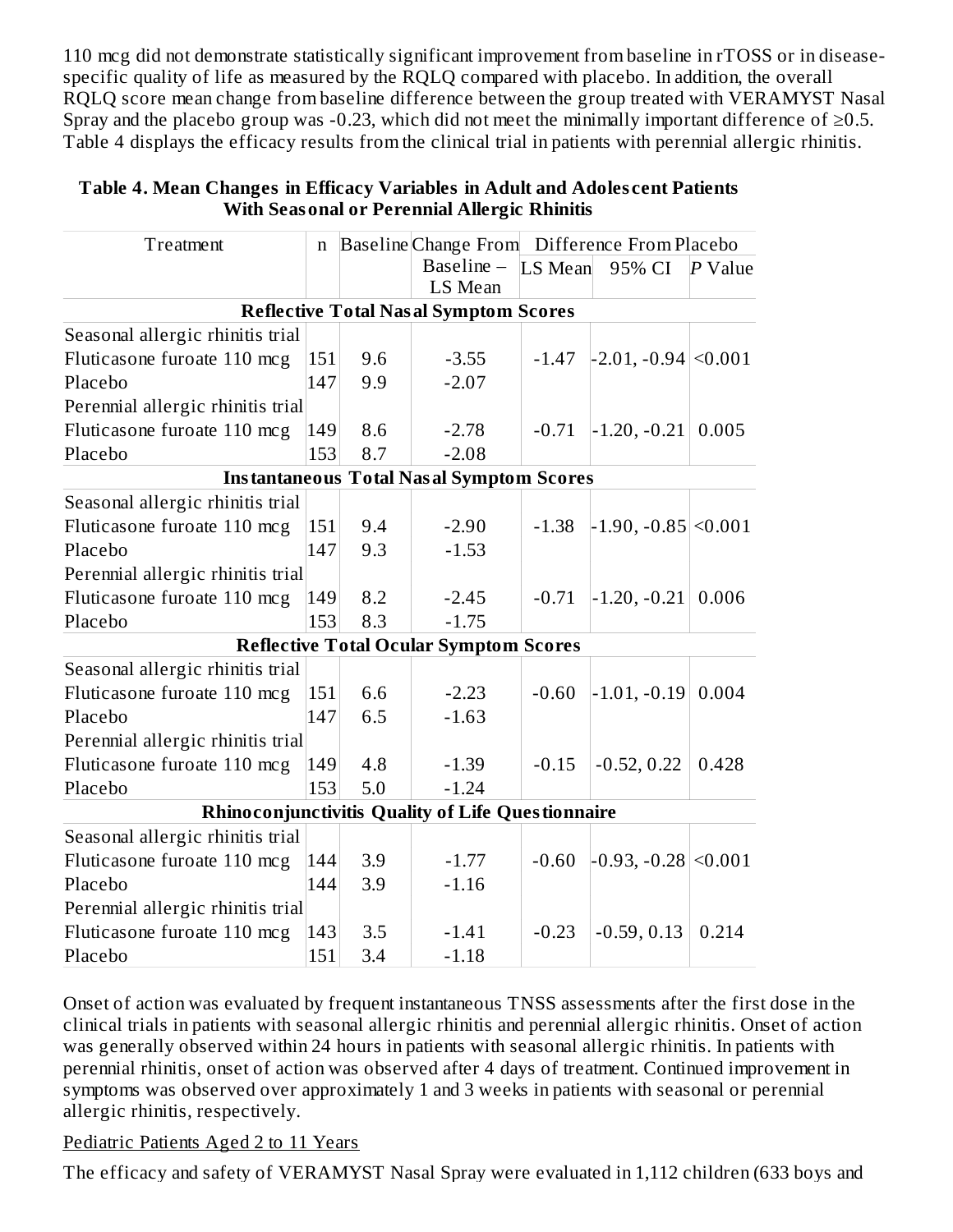110 mcg did not demonstrate statistically significant improvement from baseline in rTOSS or in disease-specific quality of life as measured by the RQLQ compared with placebo. In addition, the overall RQLQ score mean change from baseline difference between the group treated with VERAMYST Nasal Spray and the placebo group was -0.23, which did not meet the minimally important difference of ≥0.5. Table 4 displays the efficacy results from the clinical trial in patients with perennial allergic rhinitis.

**Table 4. Mean Changes in Efficacy Variables in Adult and Adolescent Patients With Seasonal or Perennial Allergic Rhinitis**

| Treatment | n | Baseline | Change From Baseline – LS Mean | Difference From Placebo | | |
|---|---|---|---|---|---|---|
| | | | | LS Mean | 95% CI | *P* Value |
| **Reflective Total Nasal Symptom Scores** | | | | | | |
| Seasonal allergic rhinitis trial | | | | | | |
| Fluticasone furoate 110 mcg | 151 | 9.6 | -3.55 | -1.47 | -2.01, -0.94 | <0.001 |
| Placebo | 147 | 9.9 | -2.07 | | | |
| Perennial allergic rhinitis trial | | | | | | |
| Fluticasone furoate 110 mcg | 149 | 8.6 | -2.78 | -0.71 | -1.20, -0.21 | 0.005 |
| Placebo | 153 | 8.7 | -2.08 | | | |
| **Instantaneous Total Nasal Symptom Scores** | | | | | | |
| Seasonal allergic rhinitis trial | | | | | | |
| Fluticasone furoate 110 mcg | 151 | 9.4 | -2.90 | -1.38 | -1.90, -0.85 | <0.001 |
| Placebo | 147 | 9.3 | -1.53 | | | |
| Perennial allergic rhinitis trial | | | | | | |
| Fluticasone furoate 110 mcg | 149 | 8.2 | -2.45 | -0.71 | -1.20, -0.21 | 0.006 |
| Placebo | 153 | 8.3 | -1.75 | | | |
| **Reflective Total Ocular Symptom Scores** | | | | | | |
| Seasonal allergic rhinitis trial | | | | | | |
| Fluticasone furoate 110 mcg | 151 | 6.6 | -2.23 | -0.60 | -1.01, -0.19 | 0.004 |
| Placebo | 147 | 6.5 | -1.63 | | | |
| Perennial allergic rhinitis trial | | | | | | |
| Fluticasone furoate 110 mcg | 149 | 4.8 | -1.39 | -0.15 | -0.52, 0.22 | 0.428 |
| Placebo | 153 | 5.0 | -1.24 | | | |
| **Rhinoconjunctivitis Quality of Life Questionnaire** | | | | | | |
| Seasonal allergic rhinitis trial | | | | | | |
| Fluticasone furoate 110 mcg | 144 | 3.9 | -1.77 | -0.60 | -0.93, -0.28 | <0.001 |
| Placebo | 144 | 3.9 | -1.16 | | | |
| Perennial allergic rhinitis trial | | | | | | |
| Fluticasone furoate 110 mcg | 143 | 3.5 | -1.41 | -0.23 | -0.59, 0.13 | 0.214 |
| Placebo | 151 | 3.4 | -1.18 | | | |

Onset of action was evaluated by frequent instantaneous TNSS assessments after the first dose in the clinical trials in patients with seasonal allergic rhinitis and perennial allergic rhinitis. Onset of action was generally observed within 24 hours in patients with seasonal allergic rhinitis. In patients with perennial rhinitis, onset of action was observed after 4 days of treatment. Continued improvement in symptoms was observed over approximately 1 and 3 weeks in patients with seasonal or perennial allergic rhinitis, respectively.

Pediatric Patients Aged 2 to 11 Years

The efficacy and safety of VERAMYST Nasal Spray were evaluated in 1,112 children (633 boys and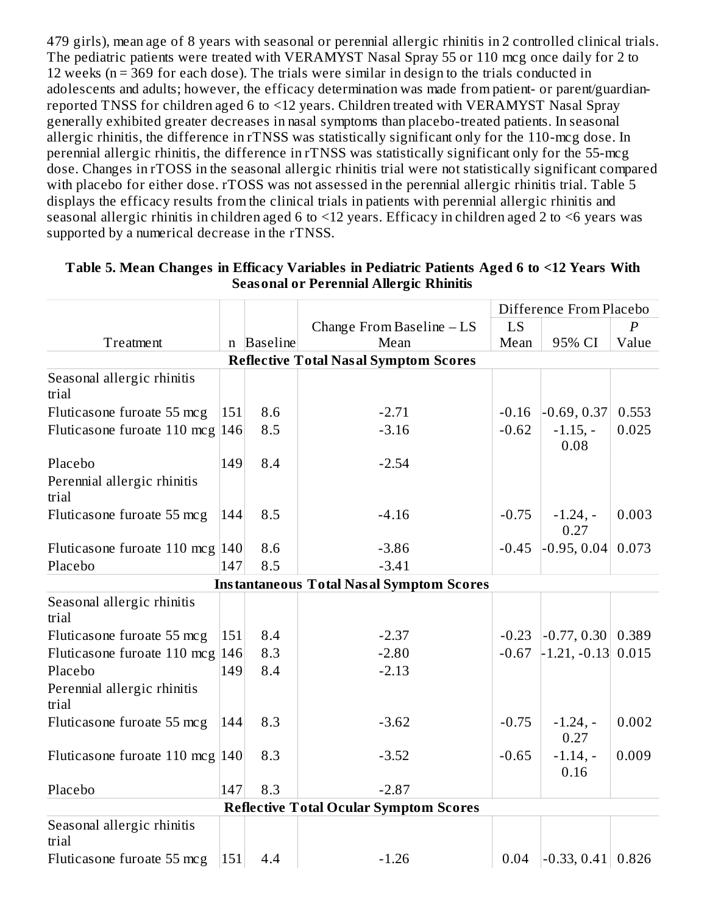479 girls), mean age of 8 years with seasonal or perennial allergic rhinitis in 2 controlled clinical trials. The pediatric patients were treated with VERAMYST Nasal Spray 55 or 110 mcg once daily for 2 to 12 weeks (n = 369 for each dose). The trials were similar in design to the trials conducted in adolescents and adults; however, the efficacy determination was made from patient- or parent/guardian-reported TNSS for children aged 6 to <12 years. Children treated with VERAMYST Nasal Spray generally exhibited greater decreases in nasal symptoms than placebo-treated patients. In seasonal allergic rhinitis, the difference in rTNSS was statistically significant only for the 110-mcg dose. In perennial allergic rhinitis, the difference in rTNSS was statistically significant only for the 55-mcg dose. Changes in rTOSS in the seasonal allergic rhinitis trial were not statistically significant compared with placebo for either dose. rTOSS was not assessed in the perennial allergic rhinitis trial. Table 5 displays the efficacy results from the clinical trials in patients with perennial allergic rhinitis and seasonal allergic rhinitis in children aged 6 to <12 years. Efficacy in children aged 2 to <6 years was supported by a numerical decrease in the rTNSS.

**Table 5. Mean Changes in Efficacy Variables in Pediatric Patients Aged 6 to <12 Years With Seasonal or Perennial Allergic Rhinitis**

| | | | | Difference From Placebo | | |
|---|---|---|---|---|---|---|
| Treatment | n | Baseline | Change From Baseline – LS Mean | LS Mean | 95% CI | *P* Value |
| **Reflective Total Nasal Symptom Scores** | | | | | | |
| Seasonal allergic rhinitis trial | | | | | | |
| Fluticasone furoate 55 mcg | 151 | 8.6 | -2.71 | -0.16 | -0.69, 0.37 | 0.553 |
| Fluticasone furoate 110 mcg | 146 | 8.5 | -3.16 | -0.62 | -1.15, -0.08 | 0.025 |
| Placebo | 149 | 8.4 | -2.54 | | | |
| Perennial allergic rhinitis trial | | | | | | |
| Fluticasone furoate 55 mcg | 144 | 8.5 | -4.16 | -0.75 | -1.24, -0.27 | 0.003 |
| Fluticasone furoate 110 mcg | 140 | 8.6 | -3.86 | -0.45 | -0.95, 0.04 | 0.073 |
| Placebo | 147 | 8.5 | -3.41 | | | |
| **Instantaneous Total Nasal Symptom Scores** | | | | | | |
| Seasonal allergic rhinitis trial | | | | | | |
| Fluticasone furoate 55 mcg | 151 | 8.4 | -2.37 | -0.23 | -0.77, 0.30 | 0.389 |
| Fluticasone furoate 110 mcg | 146 | 8.3 | -2.80 | -0.67 | -1.21, -0.13 | 0.015 |
| Placebo | 149 | 8.4 | -2.13 | | | |
| Perennial allergic rhinitis trial | | | | | | |
| Fluticasone furoate 55 mcg | 144 | 8.3 | -3.62 | -0.75 | -1.24, -0.27 | 0.002 |
| Fluticasone furoate 110 mcg | 140 | 8.3 | -3.52 | -0.65 | -1.14, -0.16 | 0.009 |
| Placebo | 147 | 8.3 | -2.87 | | | |
| **Reflective Total Ocular Symptom Scores** | | | | | | |
| Seasonal allergic rhinitis trial | | | | | | |
| Fluticasone furoate 55 mcg | 151 | 4.4 | -1.26 | 0.04 | -0.33, 0.41 | 0.826 |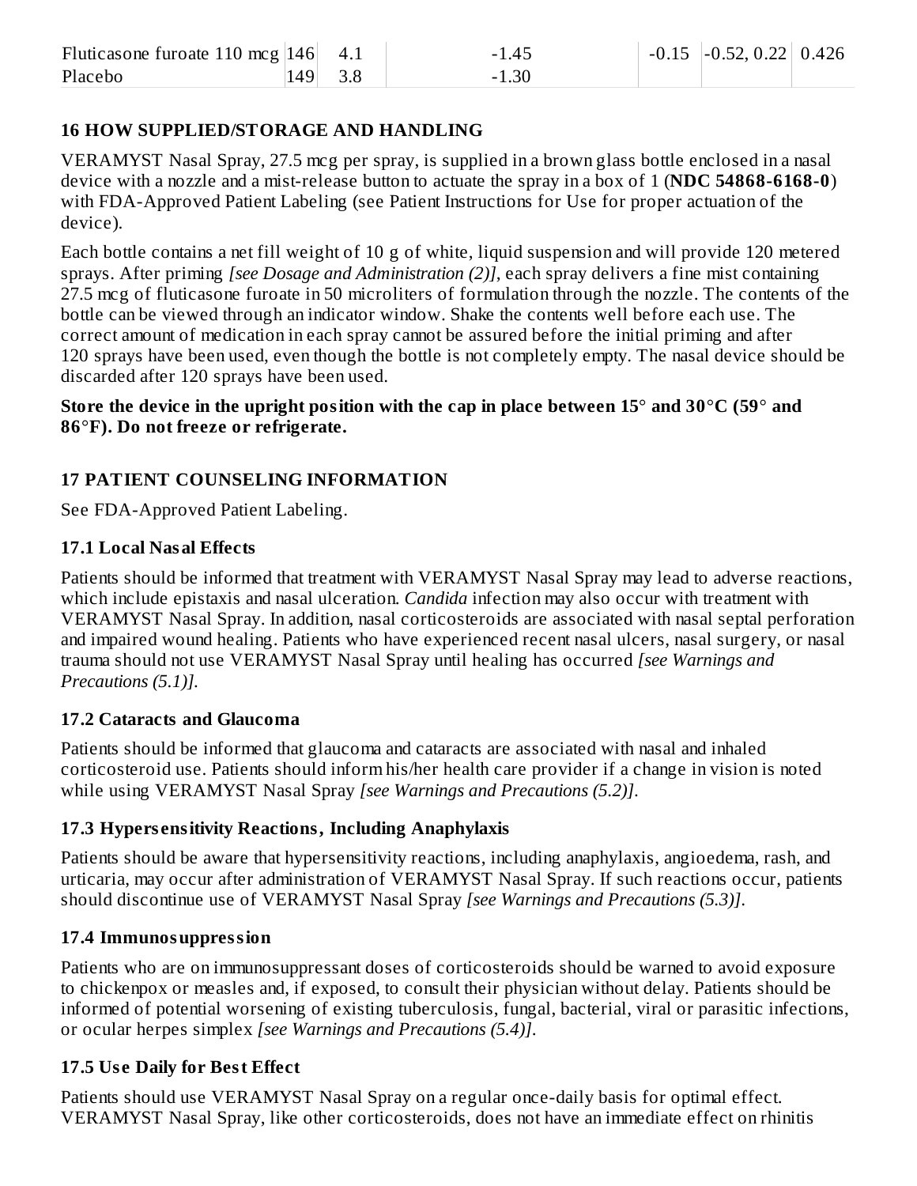| | | | | | | |
|---|---|---|---|---|---|---|
| Fluticasone furoate 110 mcg | 146 | 4.1 | -1.45 | -0.15 | -0.52, 0.22 | 0.426 |
| Placebo | 149 | 3.8 | -1.30 | | | |

## 16 HOW SUPPLIED/STORAGE AND HANDLING

VERAMYST Nasal Spray, 27.5 mcg per spray, is supplied in a brown glass bottle enclosed in a nasal device with a nozzle and a mist-release button to actuate the spray in a box of 1 (**NDC 54868-6168-0**) with FDA-Approved Patient Labeling (see Patient Instructions for Use for proper actuation of the device).

Each bottle contains a net fill weight of 10 g of white, liquid suspension and will provide 120 metered sprays. After priming *[see Dosage and Administration (2)]*, each spray delivers a fine mist containing 27.5 mcg of fluticasone furoate in 50 microliters of formulation through the nozzle. The contents of the bottle can be viewed through an indicator window. Shake the contents well before each use. The correct amount of medication in each spray cannot be assured before the initial priming and after 120 sprays have been used, even though the bottle is not completely empty. The nasal device should be discarded after 120 sprays have been used.

**Store the device in the upright position with the cap in place between 15° and 30°C (59° and 86°F). Do not freeze or refrigerate.**

## 17 PATIENT COUNSELING INFORMATION

See FDA-Approved Patient Labeling.

### 17.1 Local Nasal Effects

Patients should be informed that treatment with VERAMYST Nasal Spray may lead to adverse reactions, which include epistaxis and nasal ulceration. *Candida* infection may also occur with treatment with VERAMYST Nasal Spray. In addition, nasal corticosteroids are associated with nasal septal perforation and impaired wound healing. Patients who have experienced recent nasal ulcers, nasal surgery, or nasal trauma should not use VERAMYST Nasal Spray until healing has occurred *[see Warnings and Precautions (5.1)]*.

### 17.2 Cataracts and Glaucoma

Patients should be informed that glaucoma and cataracts are associated with nasal and inhaled corticosteroid use. Patients should inform his/her health care provider if a change in vision is noted while using VERAMYST Nasal Spray *[see Warnings and Precautions (5.2)]*.

### 17.3 Hypersensitivity Reactions, Including Anaphylaxis

Patients should be aware that hypersensitivity reactions, including anaphylaxis, angioedema, rash, and urticaria, may occur after administration of VERAMYST Nasal Spray. If such reactions occur, patients should discontinue use of VERAMYST Nasal Spray *[see Warnings and Precautions (5.3)]*.

### 17.4 Immunosuppression

Patients who are on immunosuppressant doses of corticosteroids should be warned to avoid exposure to chickenpox or measles and, if exposed, to consult their physician without delay. Patients should be informed of potential worsening of existing tuberculosis, fungal, bacterial, viral or parasitic infections, or ocular herpes simplex *[see Warnings and Precautions (5.4)]*.

### 17.5 Use Daily for Best Effect

Patients should use VERAMYST Nasal Spray on a regular once-daily basis for optimal effect. VERAMYST Nasal Spray, like other corticosteroids, does not have an immediate effect on rhinitis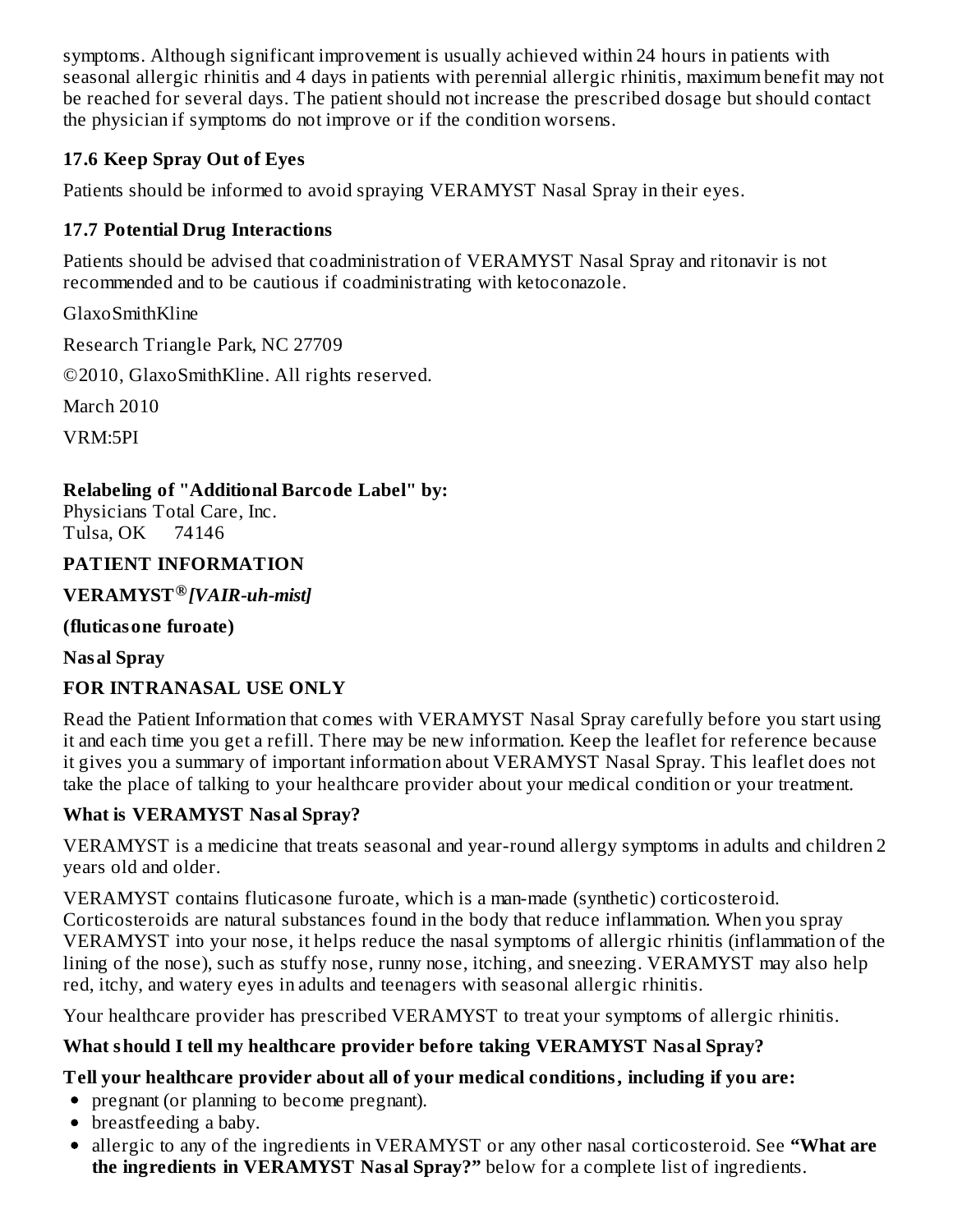symptoms. Although significant improvement is usually achieved within 24 hours in patients with seasonal allergic rhinitis and 4 days in patients with perennial allergic rhinitis, maximum benefit may not be reached for several days. The patient should not increase the prescribed dosage but should contact the physician if symptoms do not improve or if the condition worsens.

### 17.6 Keep Spray Out of Eyes

Patients should be informed to avoid spraying VERAMYST Nasal Spray in their eyes.

### 17.7 Potential Drug Interactions

Patients should be advised that coadministration of VERAMYST Nasal Spray and ritonavir is not recommended and to be cautious if coadministrating with ketoconazole.

GlaxoSmithKline

Research Triangle Park, NC 27709

©2010, GlaxoSmithKline. All rights reserved.

March 2010

VRM:5PI

**Relabeling of "Additional Barcode Label" by:**
Physicians Total Care, Inc.
Tulsa, OK 74146

## PATIENT INFORMATION

**VERAMYST®** ***[VAIR-uh-mist]***

**(fluticasone furoate)**

**Nasal Spray**

**FOR INTRANASAL USE ONLY**

Read the Patient Information that comes with VERAMYST Nasal Spray carefully before you start using it and each time you get a refill. There may be new information. Keep the leaflet for reference because it gives you a summary of important information about VERAMYST Nasal Spray. This leaflet does not take the place of talking to your healthcare provider about your medical condition or your treatment.

### What is VERAMYST Nasal Spray?

VERAMYST is a medicine that treats seasonal and year-round allergy symptoms in adults and children 2 years old and older.

VERAMYST contains fluticasone furoate, which is a man-made (synthetic) corticosteroid. Corticosteroids are natural substances found in the body that reduce inflammation. When you spray VERAMYST into your nose, it helps reduce the nasal symptoms of allergic rhinitis (inflammation of the lining of the nose), such as stuffy nose, runny nose, itching, and sneezing. VERAMYST may also help red, itchy, and watery eyes in adults and teenagers with seasonal allergic rhinitis.

Your healthcare provider has prescribed VERAMYST to treat your symptoms of allergic rhinitis.

### What should I tell my healthcare provider before taking VERAMYST Nasal Spray?

**Tell your healthcare provider about all of your medical conditions, including if you are:**

- pregnant (or planning to become pregnant).
- breastfeeding a baby.
- allergic to any of the ingredients in VERAMYST or any other nasal corticosteroid. See **"What are the ingredients in VERAMYST Nasal Spray?"** below for a complete list of ingredients.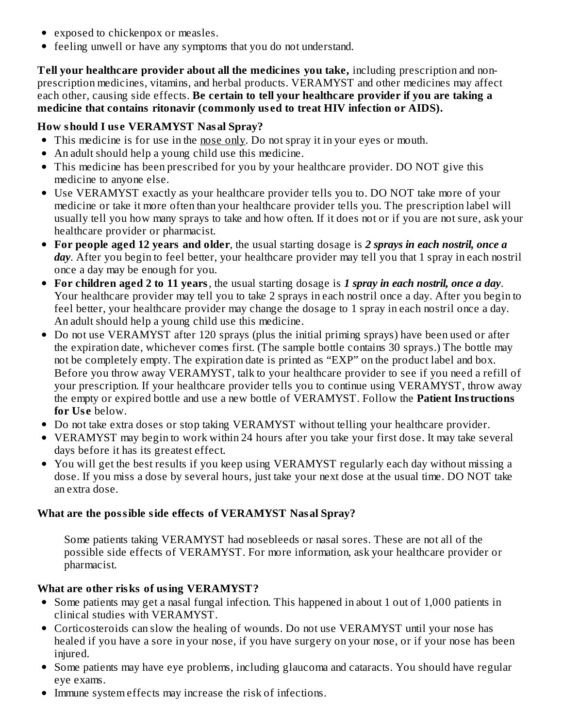- exposed to chickenpox or measles.
- feeling unwell or have any symptoms that you do not understand.

**Tell your healthcare provider about all the medicines you take,** including prescription and non-prescription medicines, vitamins, and herbal products. VERAMYST and other medicines may affect each other, causing side effects. **Be certain to tell your healthcare provider if you are taking a medicine that contains ritonavir (commonly used to treat HIV infection or AIDS).**

**How should I use VERAMYST Nasal Spray?**

- This medicine is for use in the nose only. Do not spray it in your eyes or mouth.
- An adult should help a young child use this medicine.
- This medicine has been prescribed for you by your healthcare provider. DO NOT give this medicine to anyone else.
- Use VERAMYST exactly as your healthcare provider tells you to. DO NOT take more of your medicine or take it more often than your healthcare provider tells you. The prescription label will usually tell you how many sprays to take and how often. If it does not or if you are not sure, ask your healthcare provider or pharmacist.
- **For people aged 12 years and older**, the usual starting dosage is ***2 sprays in each nostril, once a day***. After you begin to feel better, your healthcare provider may tell you that 1 spray in each nostril once a day may be enough for you.
- **For children aged 2 to 11 years**, the usual starting dosage is ***1 spray in each nostril, once a day***. Your healthcare provider may tell you to take 2 sprays in each nostril once a day. After you begin to feel better, your healthcare provider may change the dosage to 1 spray in each nostril once a day. An adult should help a young child use this medicine.
- Do not use VERAMYST after 120 sprays (plus the initial priming sprays) have been used or after the expiration date, whichever comes first. (The sample bottle contains 30 sprays.) The bottle may not be completely empty. The expiration date is printed as "EXP" on the product label and box. Before you throw away VERAMYST, talk to your healthcare provider to see if you need a refill of your prescription. If your healthcare provider tells you to continue using VERAMYST, throw away the empty or expired bottle and use a new bottle of VERAMYST. Follow the **Patient Instructions for Use** below.
- Do not take extra doses or stop taking VERAMYST without telling your healthcare provider.
- VERAMYST may begin to work within 24 hours after you take your first dose. It may take several days before it has its greatest effect.
- You will get the best results if you keep using VERAMYST regularly each day without missing a dose. If you miss a dose by several hours, just take your next dose at the usual time. DO NOT take an extra dose.

**What are the possible side effects of VERAMYST Nasal Spray?**

Some patients taking VERAMYST had nosebleeds or nasal sores. These are not all of the possible side effects of VERAMYST. For more information, ask your healthcare provider or pharmacist.

**What are other risks of using VERAMYST?**

- Some patients may get a nasal fungal infection. This happened in about 1 out of 1,000 patients in clinical studies with VERAMYST.
- Corticosteroids can slow the healing of wounds. Do not use VERAMYST until your nose has healed if you have a sore in your nose, if you have surgery on your nose, or if your nose has been injured.
- Some patients may have eye problems, including glaucoma and cataracts. You should have regular eye exams.
- Immune system effects may increase the risk of infections.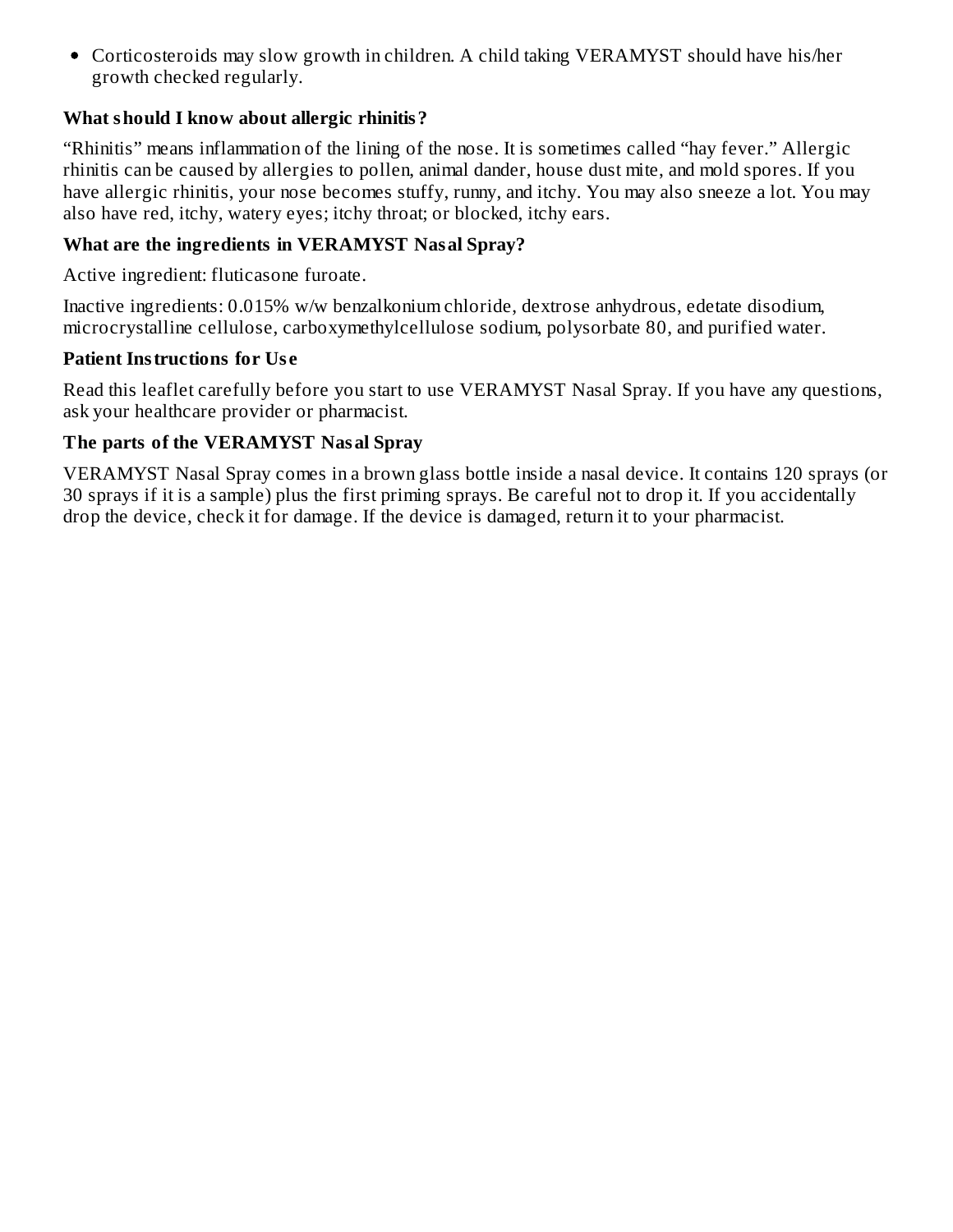- Corticosteroids may slow growth in children. A child taking VERAMYST should have his/her growth checked regularly.

### What should I know about allergic rhinitis?

"Rhinitis" means inflammation of the lining of the nose. It is sometimes called "hay fever." Allergic rhinitis can be caused by allergies to pollen, animal dander, house dust mite, and mold spores. If you have allergic rhinitis, your nose becomes stuffy, runny, and itchy. You may also sneeze a lot. You may also have red, itchy, watery eyes; itchy throat; or blocked, itchy ears.

### What are the ingredients in VERAMYST Nasal Spray?

Active ingredient: fluticasone furoate.

Inactive ingredients: 0.015% w/w benzalkonium chloride, dextrose anhydrous, edetate disodium, microcrystalline cellulose, carboxymethylcellulose sodium, polysorbate 80, and purified water.

### Patient Instructions for Use

Read this leaflet carefully before you start to use VERAMYST Nasal Spray. If you have any questions, ask your healthcare provider or pharmacist.

### The parts of the VERAMYST Nasal Spray

VERAMYST Nasal Spray comes in a brown glass bottle inside a nasal device. It contains 120 sprays (or 30 sprays if it is a sample) plus the first priming sprays. Be careful not to drop it. If you accidentally drop the device, check it for damage. If the device is damaged, return it to your pharmacist.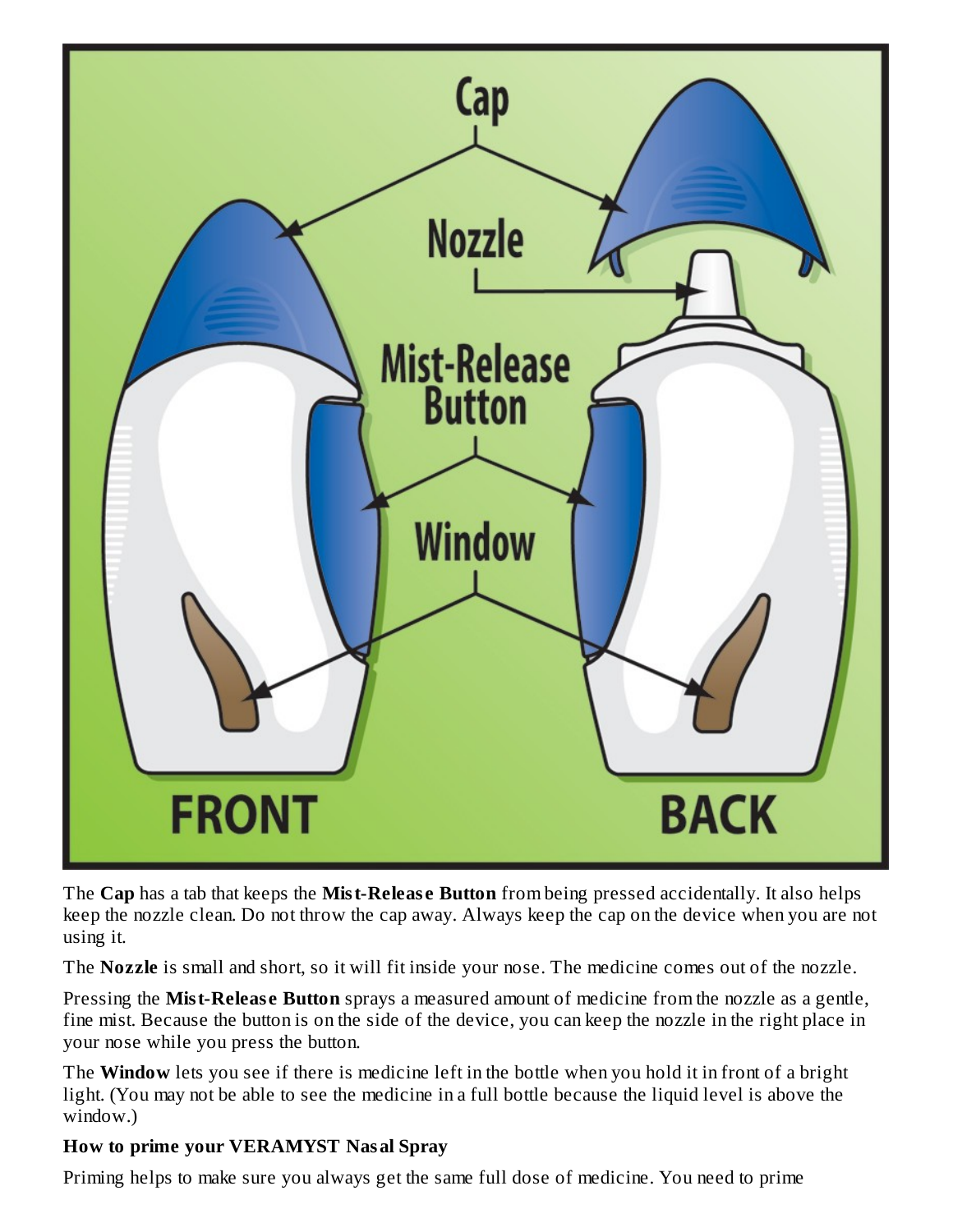The **Cap** has a tab that keeps the **Mist-Release Button** from being pressed accidentally. It also helps keep the nozzle clean. Do not throw the cap away. Always keep the cap on the device when you are not using it.

The **Nozzle** is small and short, so it will fit inside your nose. The medicine comes out of the nozzle.

Pressing the **Mist-Release Button** sprays a measured amount of medicine from the nozzle as a gentle, fine mist. Because the button is on the side of the device, you can keep the nozzle in the right place in your nose while you press the button.

The **Window** lets you see if there is medicine left in the bottle when you hold it in front of a bright light. (You may not be able to see the medicine in a full bottle because the liquid level is above the window.)

**How to prime your VERAMYST Nasal Spray**

Priming helps to make sure you always get the same full dose of medicine. You need to prime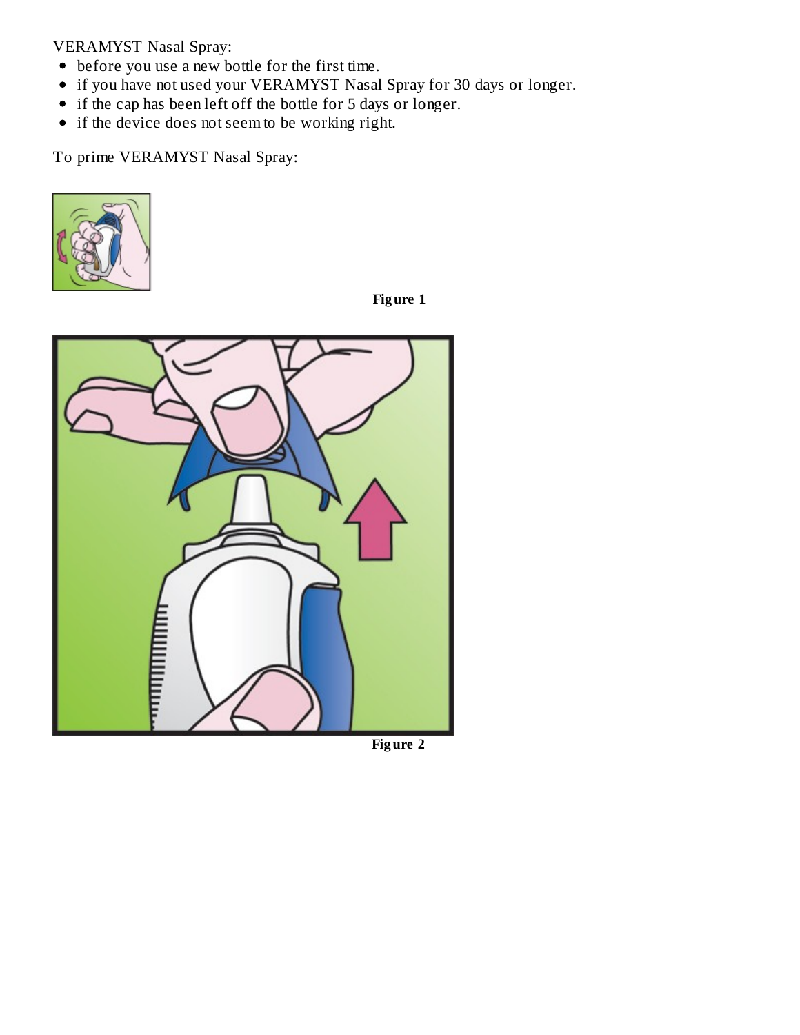VERAMYST Nasal Spray:

- before you use a new bottle for the first time.
- if you have not used your VERAMYST Nasal Spray for 30 days or longer.
- if the cap has been left off the bottle for 5 days or longer.
- if the device does not seem to be working right.

To prime VERAMYST Nasal Spray:

**Figure 1**

**Figure 2**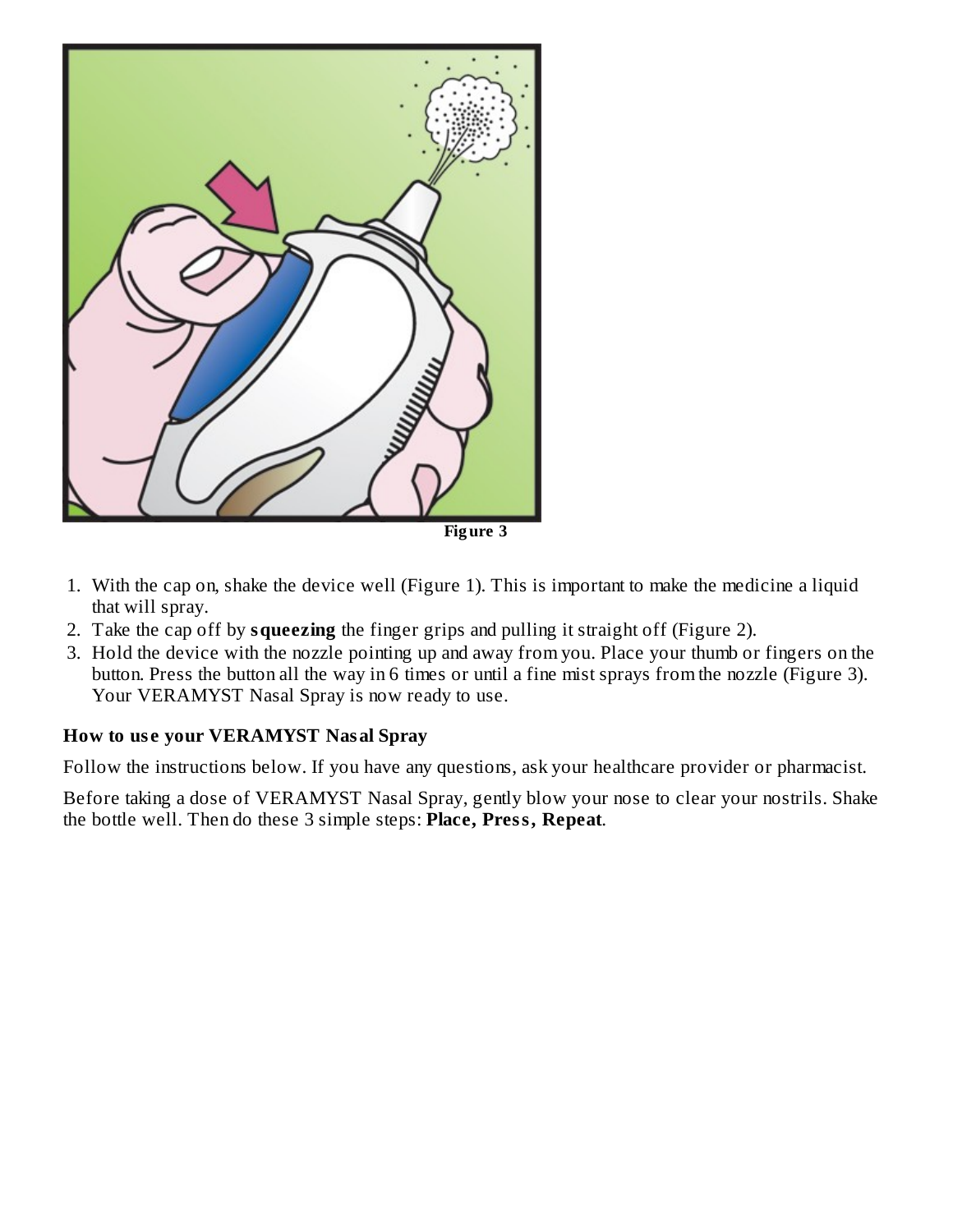Figure 3

1. With the cap on, shake the device well (Figure 1). This is important to make the medicine a liquid that will spray.
2. Take the cap off by **squeezing** the finger grips and pulling it straight off (Figure 2).
3. Hold the device with the nozzle pointing up and away from you. Place your thumb or fingers on the button. Press the button all the way in 6 times or until a fine mist sprays from the nozzle (Figure 3). Your VERAMYST Nasal Spray is now ready to use.

**How to use your VERAMYST Nasal Spray**

Follow the instructions below. If you have any questions, ask your healthcare provider or pharmacist.

Before taking a dose of VERAMYST Nasal Spray, gently blow your nose to clear your nostrils. Shake the bottle well. Then do these 3 simple steps: **Place, Press, Repeat**.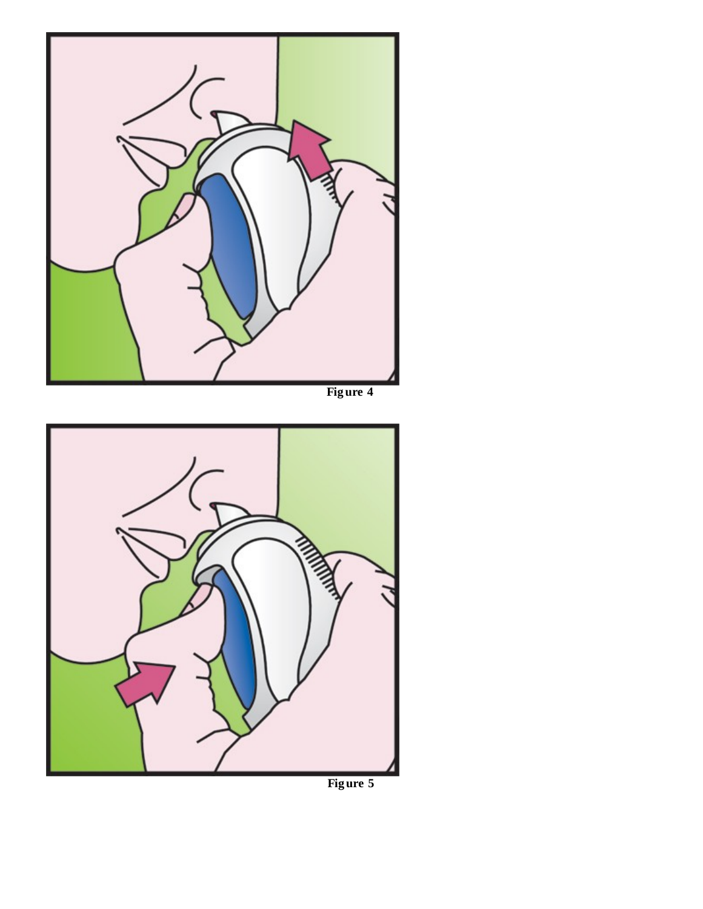Figure 4

Figure 5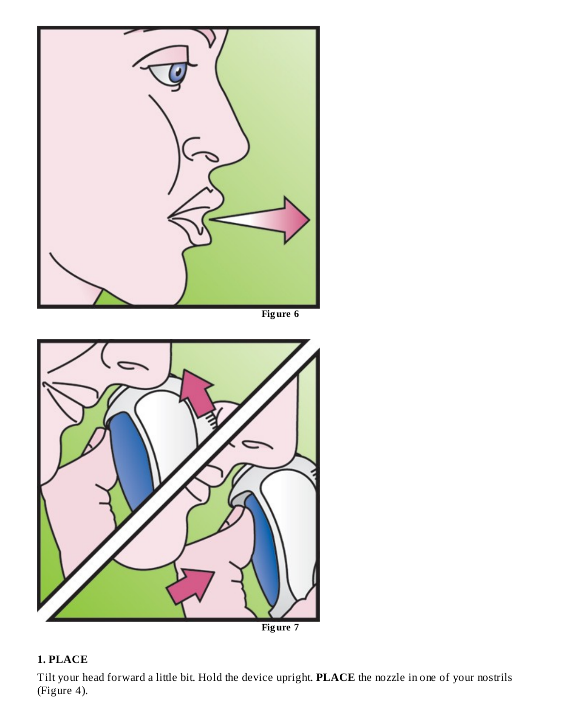Figure 6

Figure 7

**1. PLACE**

Tilt your head forward a little bit. Hold the device upright. **PLACE** the nozzle in one of your nostrils (Figure 4).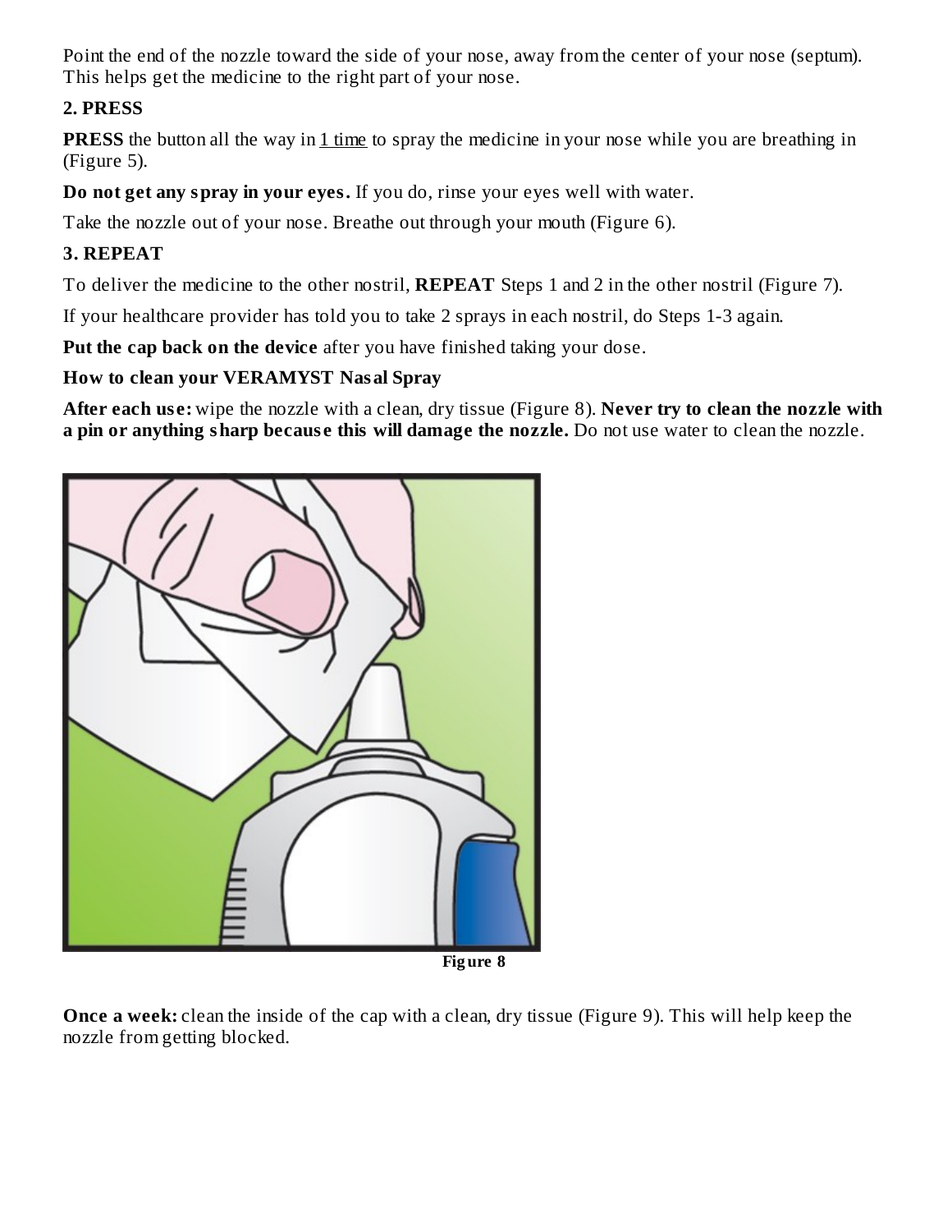Point the end of the nozzle toward the side of your nose, away from the center of your nose (septum). This helps get the medicine to the right part of your nose.

**2. PRESS**

**PRESS** the button all the way in 1 time to spray the medicine in your nose while you are breathing in (Figure 5).

**Do not get any spray in your eyes.** If you do, rinse your eyes well with water.

Take the nozzle out of your nose. Breathe out through your mouth (Figure 6).

**3. REPEAT**

To deliver the medicine to the other nostril, **REPEAT** Steps 1 and 2 in the other nostril (Figure 7).

If your healthcare provider has told you to take 2 sprays in each nostril, do Steps 1-3 again.

**Put the cap back on the device** after you have finished taking your dose.

**How to clean your VERAMYST Nasal Spray**

**After each use:** wipe the nozzle with a clean, dry tissue (Figure 8). **Never try to clean the nozzle with a pin or anything sharp because this will damage the nozzle.** Do not use water to clean the nozzle.

**Figure 8**

**Once a week:** clean the inside of the cap with a clean, dry tissue (Figure 9). This will help keep the nozzle from getting blocked.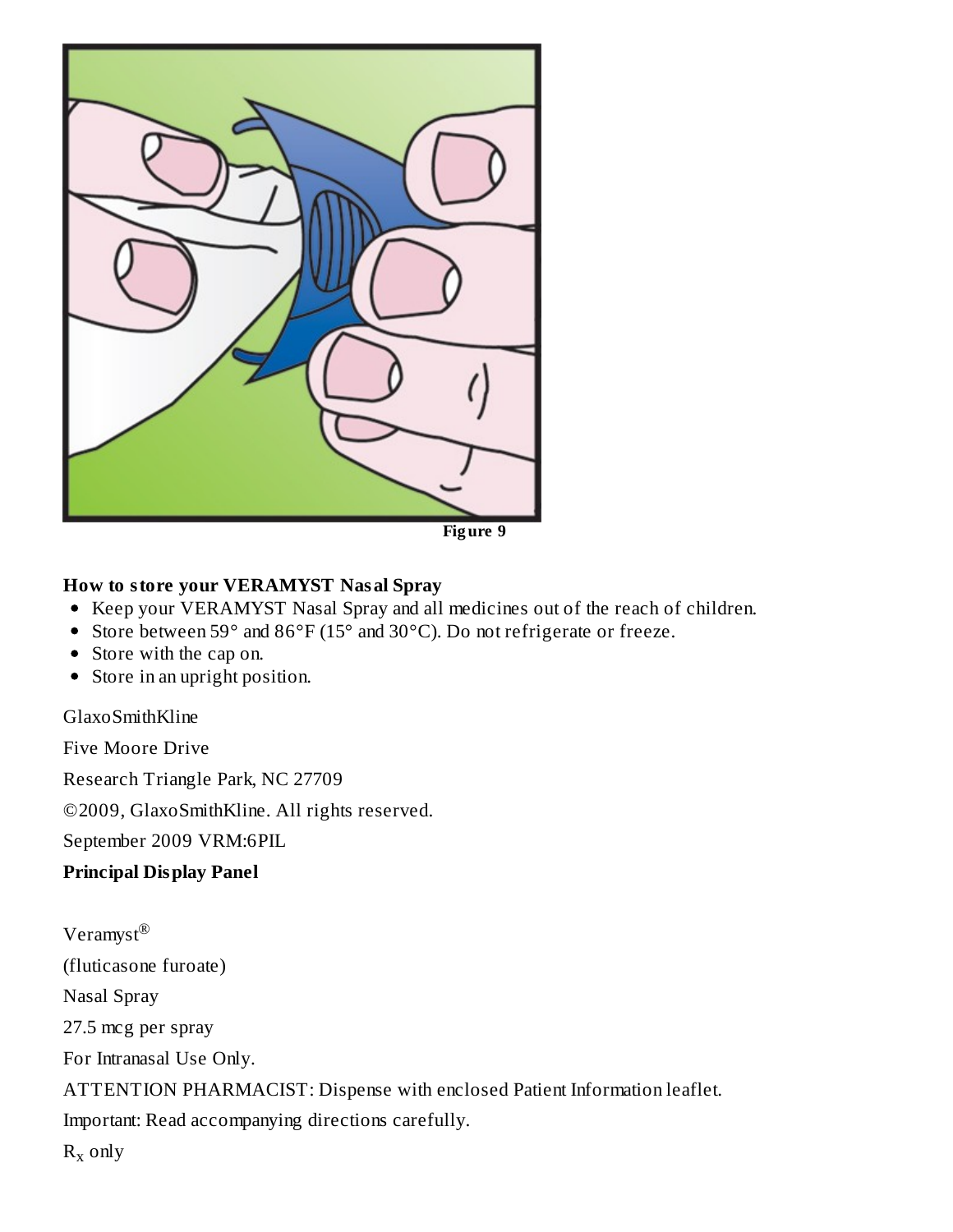Figure 9

**How to store your VERAMYST Nasal Spray**

- Keep your VERAMYST Nasal Spray and all medicines out of the reach of children.
- Store between 59° and 86°F (15° and 30°C). Do not refrigerate or freeze.
- Store with the cap on.
- Store in an upright position.

GlaxoSmithKline

Five Moore Drive

Research Triangle Park, NC 27709

©2009, GlaxoSmithKline. All rights reserved.

September 2009 VRM:6PIL

**Principal Display Panel**

Veramyst®

(fluticasone furoate)

Nasal Spray

27.5 mcg per spray

For Intranasal Use Only.

ATTENTION PHARMACIST: Dispense with enclosed Patient Information leaflet.

Important: Read accompanying directions carefully.

$R_x$ only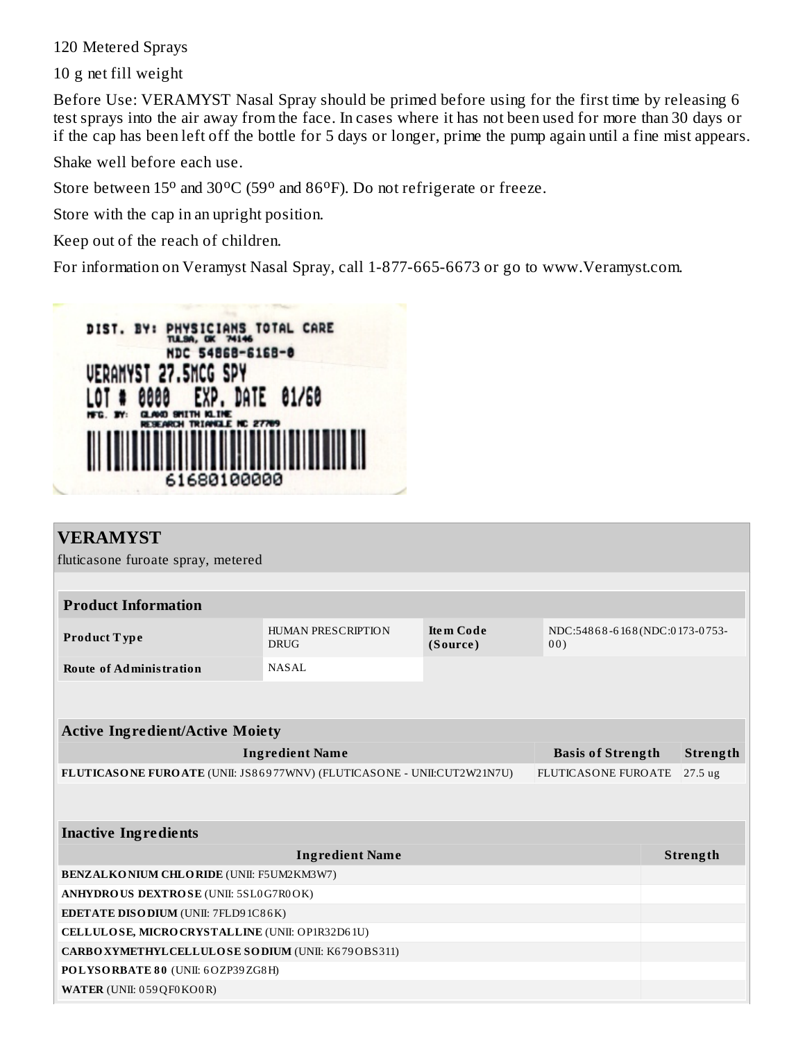120 Metered Sprays

10 g net fill weight

Before Use: VERAMYST Nasal Spray should be primed before using for the first time by releasing 6 test sprays into the air away from the face. In cases where it has not been used for more than 30 days or if the cap has been left off the bottle for 5 days or longer, prime the pump again until a fine mist appears.

Shake well before each use.

Store between 15° and 30°C (59° and 86°F). Do not refrigerate or freeze.

Store with the cap in an upright position.

Keep out of the reach of children.

For information on Veramyst Nasal Spray, call 1-877-665-6673 or go to www.Veramyst.com.

DIST. BY: PHYSICIANS TOTAL CARE
TULSA, OK 74146
NDC 54868-6168-0
VERAMYST 27.5MCG SPY
LOT # 0000 EXP. DATE 01/60
MFG. BY: GLAXO SMITH KLINE
RESEARCH TRIANGLE NC 27709
61680100000

## VERAMYST

fluticasone furoate spray, metered

| Product Information | | | |
|---|---|---|---|
| **Product Type** | HUMAN PRESCRIPTION DRUG | **Item Code (Source)** | NDC:54868-6168(NDC:0173-0753-00) |
| **Route of Administration** | NASAL | | |

| Active Ingredient/Active Moiety | | |
|---|---|---|
| **Ingredient Name** | **Basis of Strength** | **Strength** |
| **FLUTICASONE FUROATE** (UNII: JS86977WNV) (FLUTICASONE - UNII:CUT2W21N7U) | FLUTICASONE FUROATE | 27.5 ug |

| Inactive Ingredients | |
|---|---|
| **Ingredient Name** | **Strength** |
| **BENZALKONIUM CHLORIDE** (UNII: F5UM2KM3W7) | |
| **ANHYDROUS DEXTROSE** (UNII: 5SL0G7R0OK) | |
| **EDETATE DISODIUM** (UNII: 7FLD91C86K) | |
| **CELLULOSE, MICROCRYSTALLINE** (UNII: OP1R32D61U) | |
| **CARBOXYMETHYLCELLULOSE SODIUM** (UNII: K679OBS311) | |
| **POLYSORBATE 80** (UNII: 6OZP39ZG8H) | |
| **WATER** (UNII: 059QF0KO0R) | |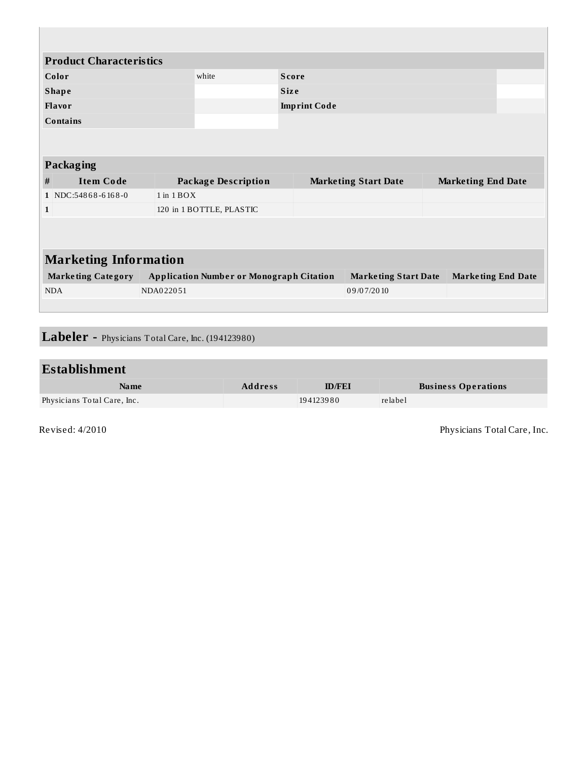| Product Characteristics | | | |
|---|---|---|---|
| **Color** | white | **Score** | |
| **Shape** | | **Size** | |
| **Flavor** | | **Imprint Code** | |
| **Contains** | | | |

| Packaging | | | | |
|---|---|---|---|---|
| **#** | **Item Code** | **Package Description** | **Marketing Start Date** | **Marketing End Date** |
| **1** | NDC:54868-6168-0 | 1 in 1 BOX | | |
| **1** | | 120 in 1 BOTTLE, PLASTIC | | |

## Marketing Information

| Marketing Category | Application Number or Monograph Citation | Marketing Start Date | Marketing End Date |
|---|---|---|---|
| NDA | NDA022051 | 09/07/2010 | |

## Labeler - Physicians Total Care, Inc. (194123980)

## Establishment

| Name | Address | ID/FEI | Business Operations |
|---|---|---|---|
| Physicians Total Care, Inc. | | 194123980 | relabel |

Revised: 4/2010

Physicians Total Care, Inc.